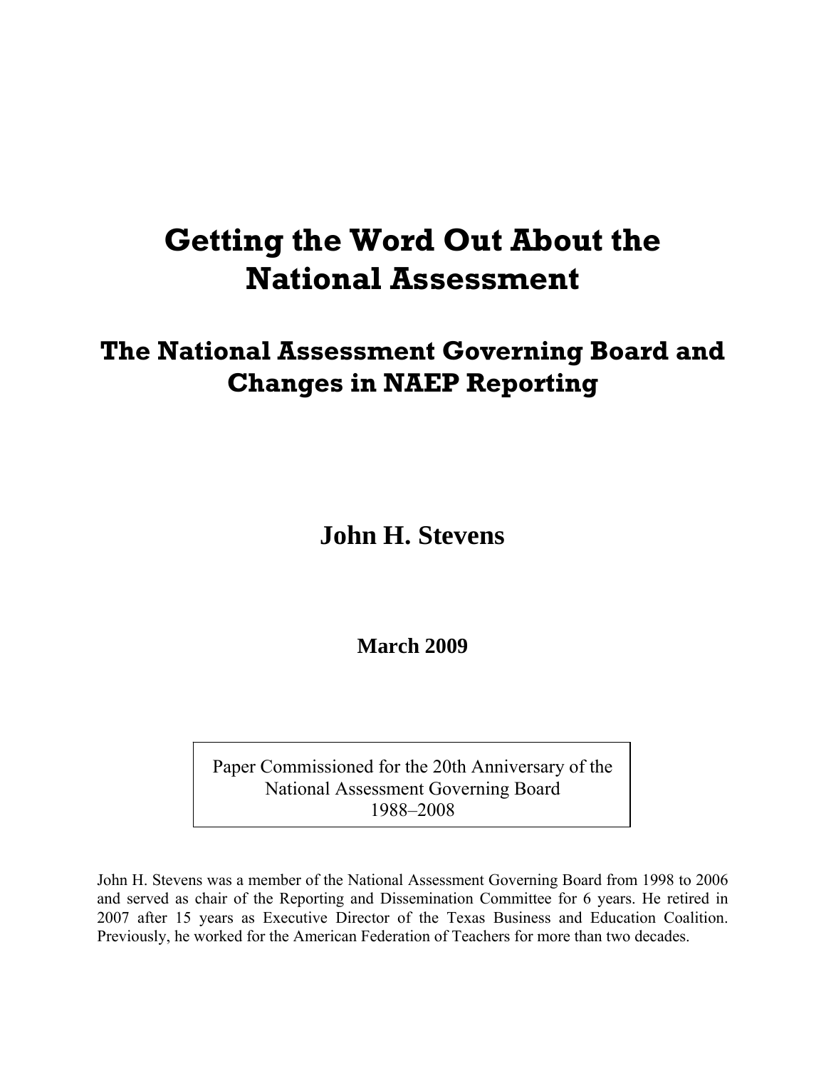# Getting the Word Out About the National Assessment

## The National Assessment Governing Board and Changes in NAEP Reporting

**John H. Stevens**

**March 2009**

Paper Commissioned for the 20th Anniversary of the National Assessment Governing Board 1988–2008

John H. Stevens was a member of the National Assessment Governing Board from 1998 to 2006 and served as chair of the Reporting and Dissemination Committee for 6 years. He retired in 2007 after 15 years as Executive Director of the Texas Business and Education Coalition. Previously, he worked for the American Federation of Teachers for more than two decades.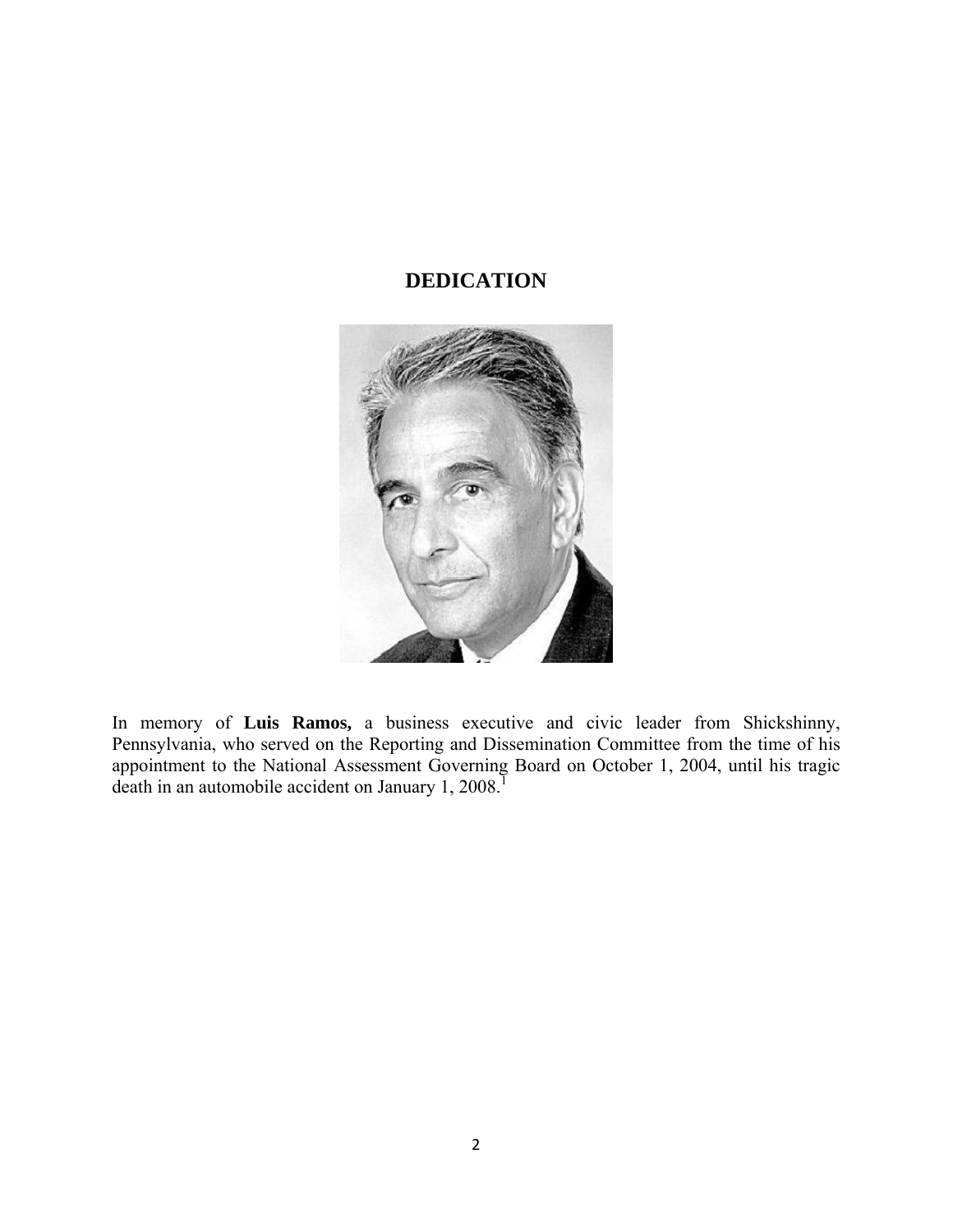# DEDICATION

In memory of **Luis Ramos,** a business executive and civic leader from Shickshinny, Pennsylvania, who served on the Reporting and Dissemination Committee from the time of his appointment to the National Assessment Governing Board on October 1, 2004, until his tragic death in an automobile accident on January 1, 2008.[1]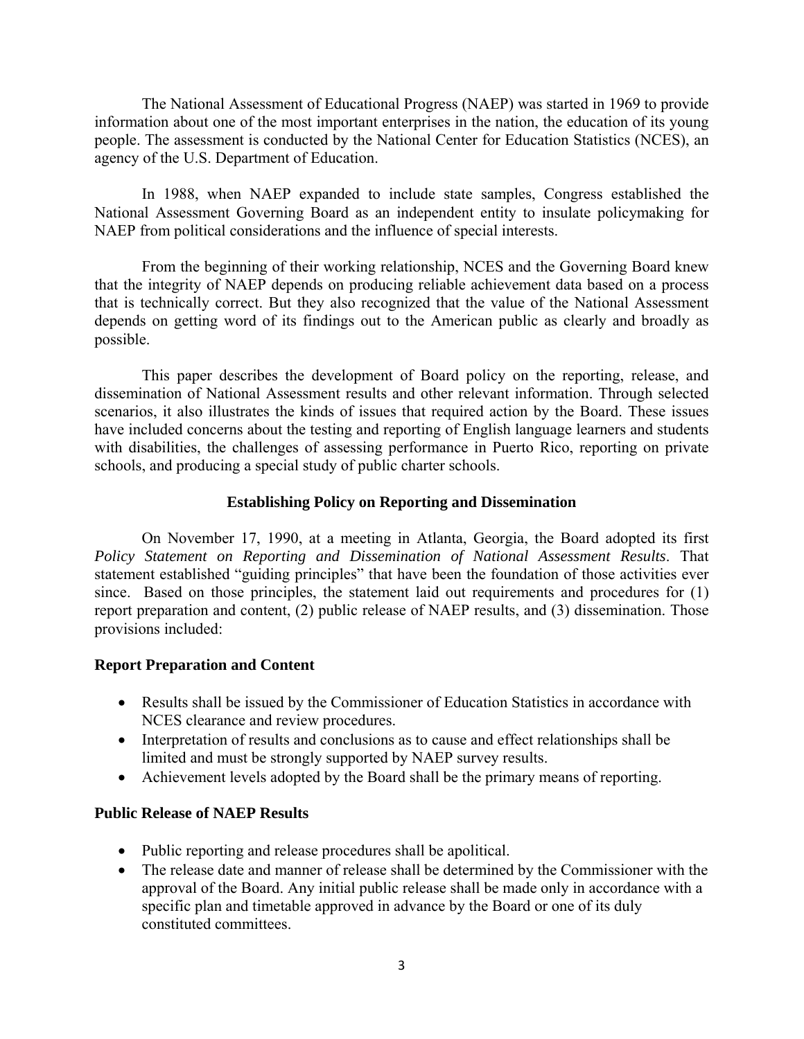The National Assessment of Educational Progress (NAEP) was started in 1969 to provide information about one of the most important enterprises in the nation, the education of its young people. The assessment is conducted by the National Center for Education Statistics (NCES), an agency of the U.S. Department of Education.

In 1988, when NAEP expanded to include state samples, Congress established the National Assessment Governing Board as an independent entity to insulate policymaking for NAEP from political considerations and the influence of special interests.

From the beginning of their working relationship, NCES and the Governing Board knew that the integrity of NAEP depends on producing reliable achievement data based on a process that is technically correct. But they also recognized that the value of the National Assessment depends on getting word of its findings out to the American public as clearly and broadly as possible.

This paper describes the development of Board policy on the reporting, release, and dissemination of National Assessment results and other relevant information. Through selected scenarios, it also illustrates the kinds of issues that required action by the Board. These issues have included concerns about the testing and reporting of English language learners and students with disabilities, the challenges of assessing performance in Puerto Rico, reporting on private schools, and producing a special study of public charter schools.

## Establishing Policy on Reporting and Dissemination

On November 17, 1990, at a meeting in Atlanta, Georgia, the Board adopted its first *Policy Statement on Reporting and Dissemination of National Assessment Results*. That statement established "guiding principles" that have been the foundation of those activities ever since. Based on those principles, the statement laid out requirements and procedures for (1) report preparation and content, (2) public release of NAEP results, and (3) dissemination. Those provisions included:

### Report Preparation and Content

- Results shall be issued by the Commissioner of Education Statistics in accordance with NCES clearance and review procedures.
- Interpretation of results and conclusions as to cause and effect relationships shall be limited and must be strongly supported by NAEP survey results.
- Achievement levels adopted by the Board shall be the primary means of reporting.

### Public Release of NAEP Results

- Public reporting and release procedures shall be apolitical.
- The release date and manner of release shall be determined by the Commissioner with the approval of the Board. Any initial public release shall be made only in accordance with a specific plan and timetable approved in advance by the Board or one of its duly constituted committees.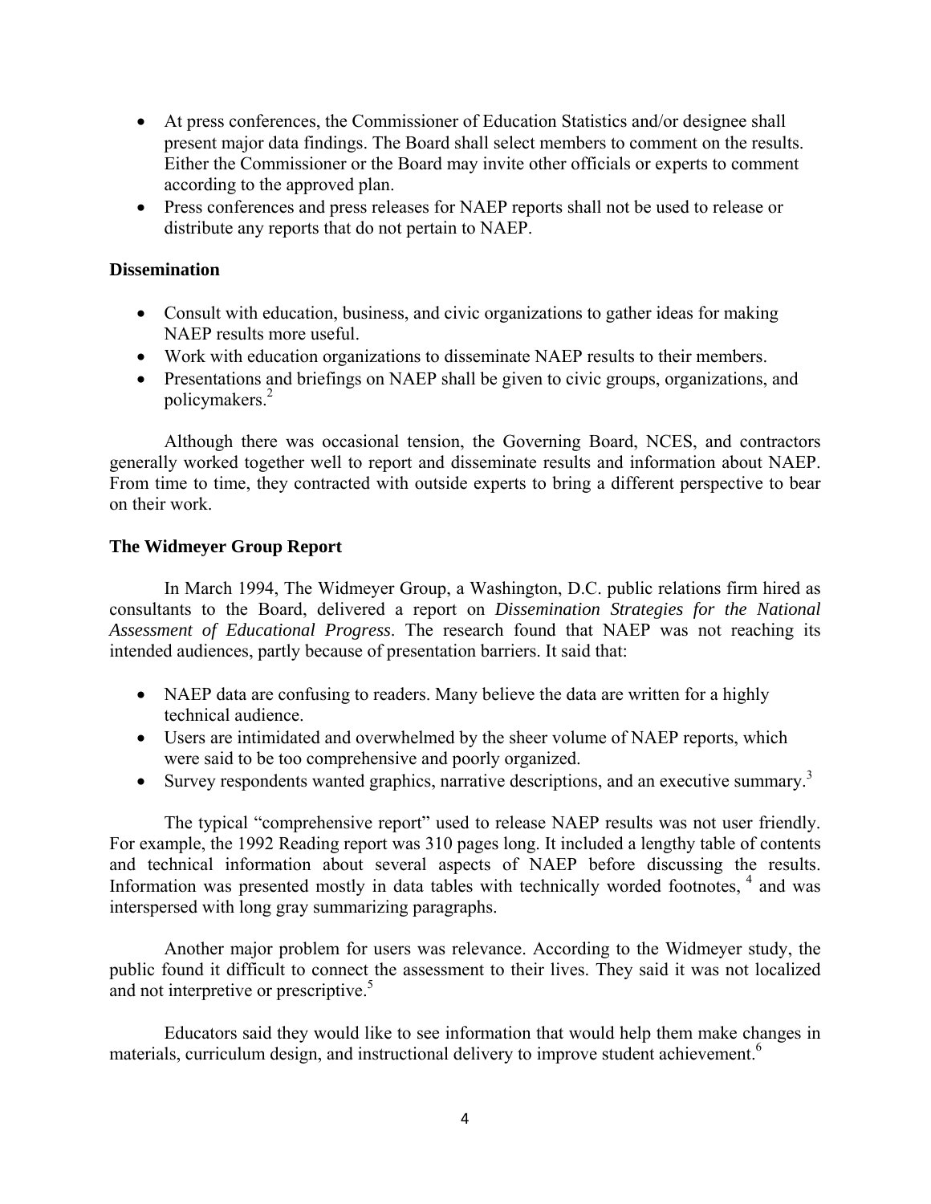- At press conferences, the Commissioner of Education Statistics and/or designee shall present major data findings. The Board shall select members to comment on the results. Either the Commissioner or the Board may invite other officials or experts to comment according to the approved plan.
- Press conferences and press releases for NAEP reports shall not be used to release or distribute any reports that do not pertain to NAEP.

### Dissemination

- Consult with education, business, and civic organizations to gather ideas for making NAEP results more useful.
- Work with education organizations to disseminate NAEP results to their members.
- Presentations and briefings on NAEP shall be given to civic groups, organizations, and policymakers.[2]

Although there was occasional tension, the Governing Board, NCES, and contractors generally worked together well to report and disseminate results and information about NAEP. From time to time, they contracted with outside experts to bring a different perspective to bear on their work.

### The Widmeyer Group Report

In March 1994, The Widmeyer Group, a Washington, D.C. public relations firm hired as consultants to the Board, delivered a report on *Dissemination Strategies for the National Assessment of Educational Progress*. The research found that NAEP was not reaching its intended audiences, partly because of presentation barriers. It said that:

- NAEP data are confusing to readers. Many believe the data are written for a highly technical audience.
- Users are intimidated and overwhelmed by the sheer volume of NAEP reports, which were said to be too comprehensive and poorly organized.
- Survey respondents wanted graphics, narrative descriptions, and an executive summary.[3]

The typical "comprehensive report" used to release NAEP results was not user friendly. For example, the 1992 Reading report was 310 pages long. It included a lengthy table of contents and technical information about several aspects of NAEP before discussing the results. Information was presented mostly in data tables with technically worded footnotes,[4] and was interspersed with long gray summarizing paragraphs.

Another major problem for users was relevance. According to the Widmeyer study, the public found it difficult to connect the assessment to their lives. They said it was not localized and not interpretive or prescriptive.[5]

Educators said they would like to see information that would help them make changes in materials, curriculum design, and instructional delivery to improve student achievement.[6]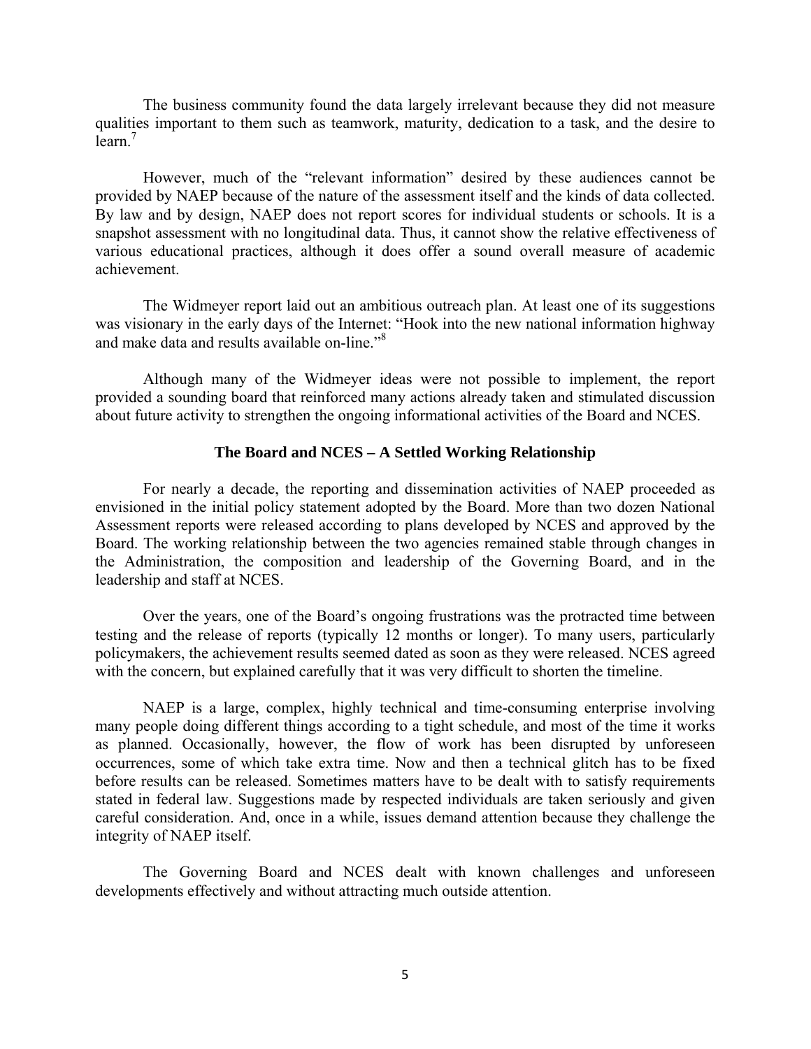The business community found the data largely irrelevant because they did not measure qualities important to them such as teamwork, maturity, dedication to a task, and the desire to learn.[7]

However, much of the "relevant information" desired by these audiences cannot be provided by NAEP because of the nature of the assessment itself and the kinds of data collected. By law and by design, NAEP does not report scores for individual students or schools. It is a snapshot assessment with no longitudinal data. Thus, it cannot show the relative effectiveness of various educational practices, although it does offer a sound overall measure of academic achievement.

The Widmeyer report laid out an ambitious outreach plan. At least one of its suggestions was visionary in the early days of the Internet: "Hook into the new national information highway and make data and results available on-line."[8]

Although many of the Widmeyer ideas were not possible to implement, the report provided a sounding board that reinforced many actions already taken and stimulated discussion about future activity to strengthen the ongoing informational activities of the Board and NCES.

### The Board and NCES – A Settled Working Relationship

For nearly a decade, the reporting and dissemination activities of NAEP proceeded as envisioned in the initial policy statement adopted by the Board. More than two dozen National Assessment reports were released according to plans developed by NCES and approved by the Board. The working relationship between the two agencies remained stable through changes in the Administration, the composition and leadership of the Governing Board, and in the leadership and staff at NCES.

Over the years, one of the Board's ongoing frustrations was the protracted time between testing and the release of reports (typically 12 months or longer). To many users, particularly policymakers, the achievement results seemed dated as soon as they were released. NCES agreed with the concern, but explained carefully that it was very difficult to shorten the timeline.

NAEP is a large, complex, highly technical and time-consuming enterprise involving many people doing different things according to a tight schedule, and most of the time it works as planned. Occasionally, however, the flow of work has been disrupted by unforeseen occurrences, some of which take extra time. Now and then a technical glitch has to be fixed before results can be released. Sometimes matters have to be dealt with to satisfy requirements stated in federal law. Suggestions made by respected individuals are taken seriously and given careful consideration. And, once in a while, issues demand attention because they challenge the integrity of NAEP itself.

The Governing Board and NCES dealt with known challenges and unforeseen developments effectively and without attracting much outside attention.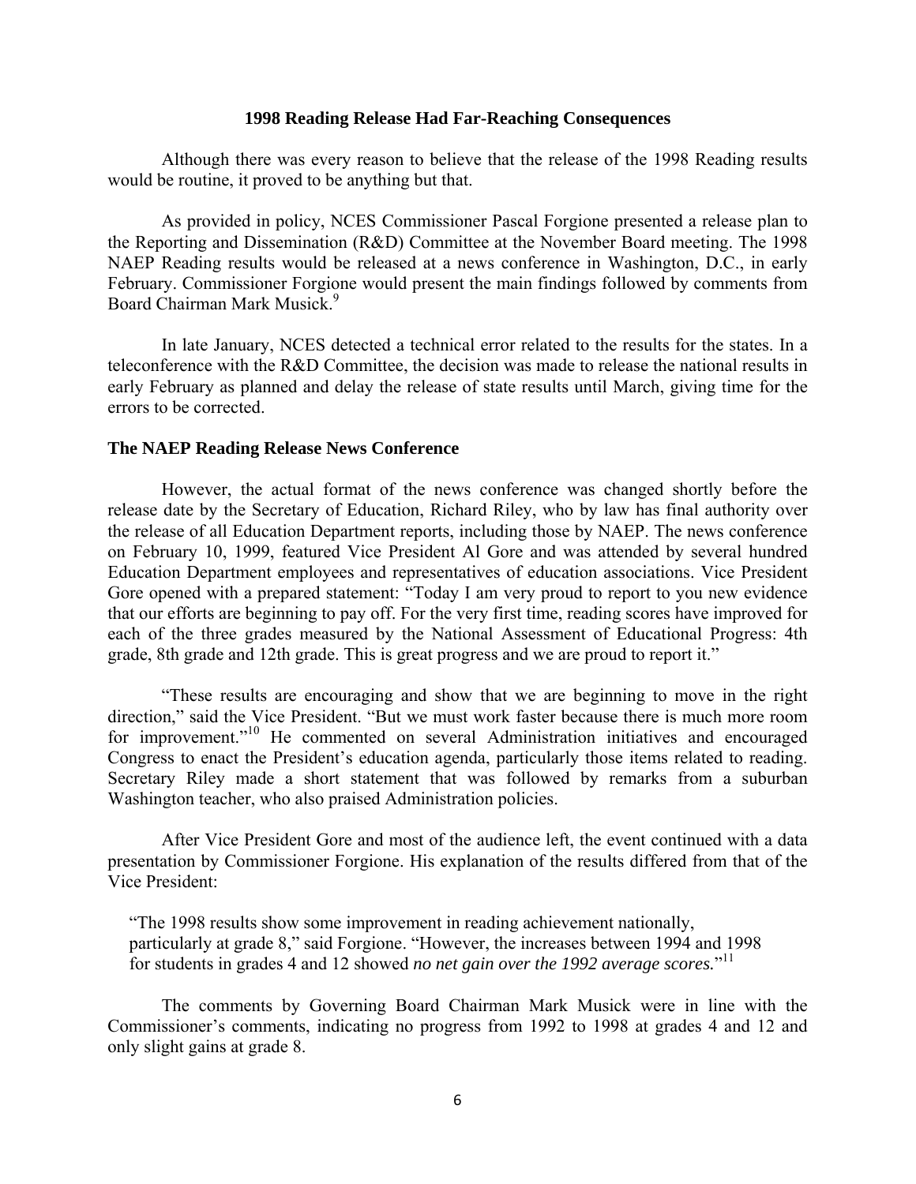## 1998 Reading Release Had Far-Reaching Consequences

Although there was every reason to believe that the release of the 1998 Reading results would be routine, it proved to be anything but that.

As provided in policy, NCES Commissioner Pascal Forgione presented a release plan to the Reporting and Dissemination (R&D) Committee at the November Board meeting. The 1998 NAEP Reading results would be released at a news conference in Washington, D.C., in early February. Commissioner Forgione would present the main findings followed by comments from Board Chairman Mark Musick.[9]

In late January, NCES detected a technical error related to the results for the states. In a teleconference with the R&D Committee, the decision was made to release the national results in early February as planned and delay the release of state results until March, giving time for the errors to be corrected.

### The NAEP Reading Release News Conference

However, the actual format of the news conference was changed shortly before the release date by the Secretary of Education, Richard Riley, who by law has final authority over the release of all Education Department reports, including those by NAEP. The news conference on February 10, 1999, featured Vice President Al Gore and was attended by several hundred Education Department employees and representatives of education associations. Vice President Gore opened with a prepared statement: "Today I am very proud to report to you new evidence that our efforts are beginning to pay off. For the very first time, reading scores have improved for each of the three grades measured by the National Assessment of Educational Progress: 4th grade, 8th grade and 12th grade. This is great progress and we are proud to report it."

"These results are encouraging and show that we are beginning to move in the right direction," said the Vice President. "But we must work faster because there is much more room for improvement."[10] He commented on several Administration initiatives and encouraged Congress to enact the President's education agenda, particularly those items related to reading. Secretary Riley made a short statement that was followed by remarks from a suburban Washington teacher, who also praised Administration policies.

After Vice President Gore and most of the audience left, the event continued with a data presentation by Commissioner Forgione. His explanation of the results differed from that of the Vice President:

> "The 1998 results show some improvement in reading achievement nationally, particularly at grade 8," said Forgione. "However, the increases between 1994 and 1998 for students in grades 4 and 12 showed *no net gain over the 1992 average scores.*"[11]

The comments by Governing Board Chairman Mark Musick were in line with the Commissioner's comments, indicating no progress from 1992 to 1998 at grades 4 and 12 and only slight gains at grade 8.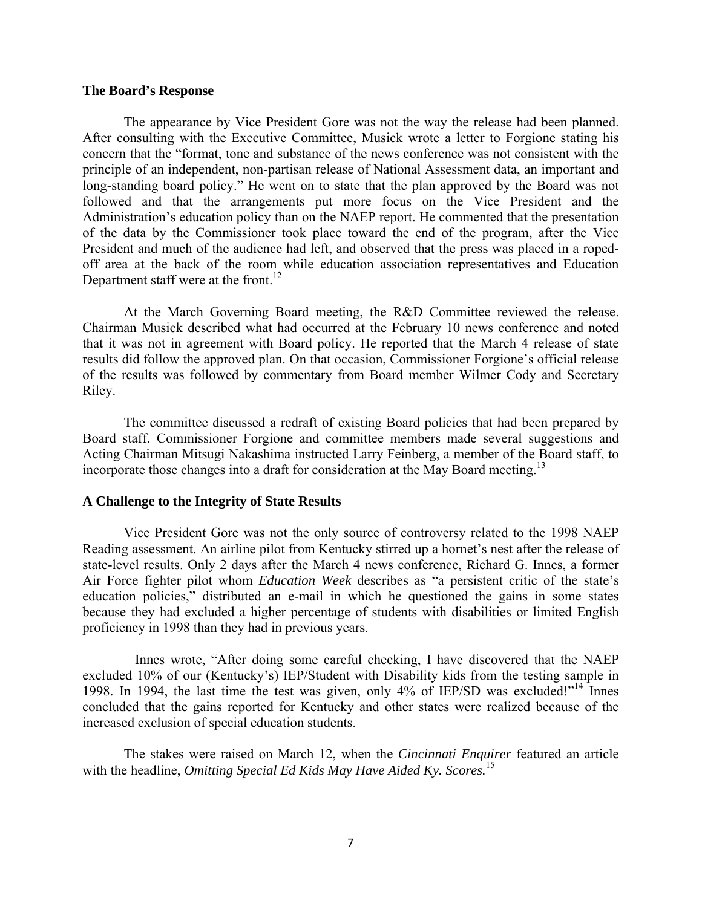### The Board's Response

The appearance by Vice President Gore was not the way the release had been planned. After consulting with the Executive Committee, Musick wrote a letter to Forgione stating his concern that the "format, tone and substance of the news conference was not consistent with the principle of an independent, non-partisan release of National Assessment data, an important and long-standing board policy." He went on to state that the plan approved by the Board was not followed and that the arrangements put more focus on the Vice President and the Administration's education policy than on the NAEP report. He commented that the presentation of the data by the Commissioner took place toward the end of the program, after the Vice President and much of the audience had left, and observed that the press was placed in a roped-off area at the back of the room while education association representatives and Education Department staff were at the front.[12]

At the March Governing Board meeting, the R&D Committee reviewed the release. Chairman Musick described what had occurred at the February 10 news conference and noted that it was not in agreement with Board policy. He reported that the March 4 release of state results did follow the approved plan. On that occasion, Commissioner Forgione's official release of the results was followed by commentary from Board member Wilmer Cody and Secretary Riley.

The committee discussed a redraft of existing Board policies that had been prepared by Board staff. Commissioner Forgione and committee members made several suggestions and Acting Chairman Mitsugi Nakashima instructed Larry Feinberg, a member of the Board staff, to incorporate those changes into a draft for consideration at the May Board meeting.[13]

### A Challenge to the Integrity of State Results

Vice President Gore was not the only source of controversy related to the 1998 NAEP Reading assessment. An airline pilot from Kentucky stirred up a hornet's nest after the release of state-level results. Only 2 days after the March 4 news conference, Richard G. Innes, a former Air Force fighter pilot whom *Education Week* describes as "a persistent critic of the state's education policies," distributed an e-mail in which he questioned the gains in some states because they had excluded a higher percentage of students with disabilities or limited English proficiency in 1998 than they had in previous years.

Innes wrote, "After doing some careful checking, I have discovered that the NAEP excluded 10% of our (Kentucky's) IEP/Student with Disability kids from the testing sample in 1998. In 1994, the last time the test was given, only 4% of IEP/SD was excluded!"[14] Innes concluded that the gains reported for Kentucky and other states were realized because of the increased exclusion of special education students.

The stakes were raised on March 12, when the *Cincinnati Enquirer* featured an article with the headline, *Omitting Special Ed Kids May Have Aided Ky. Scores.*[15]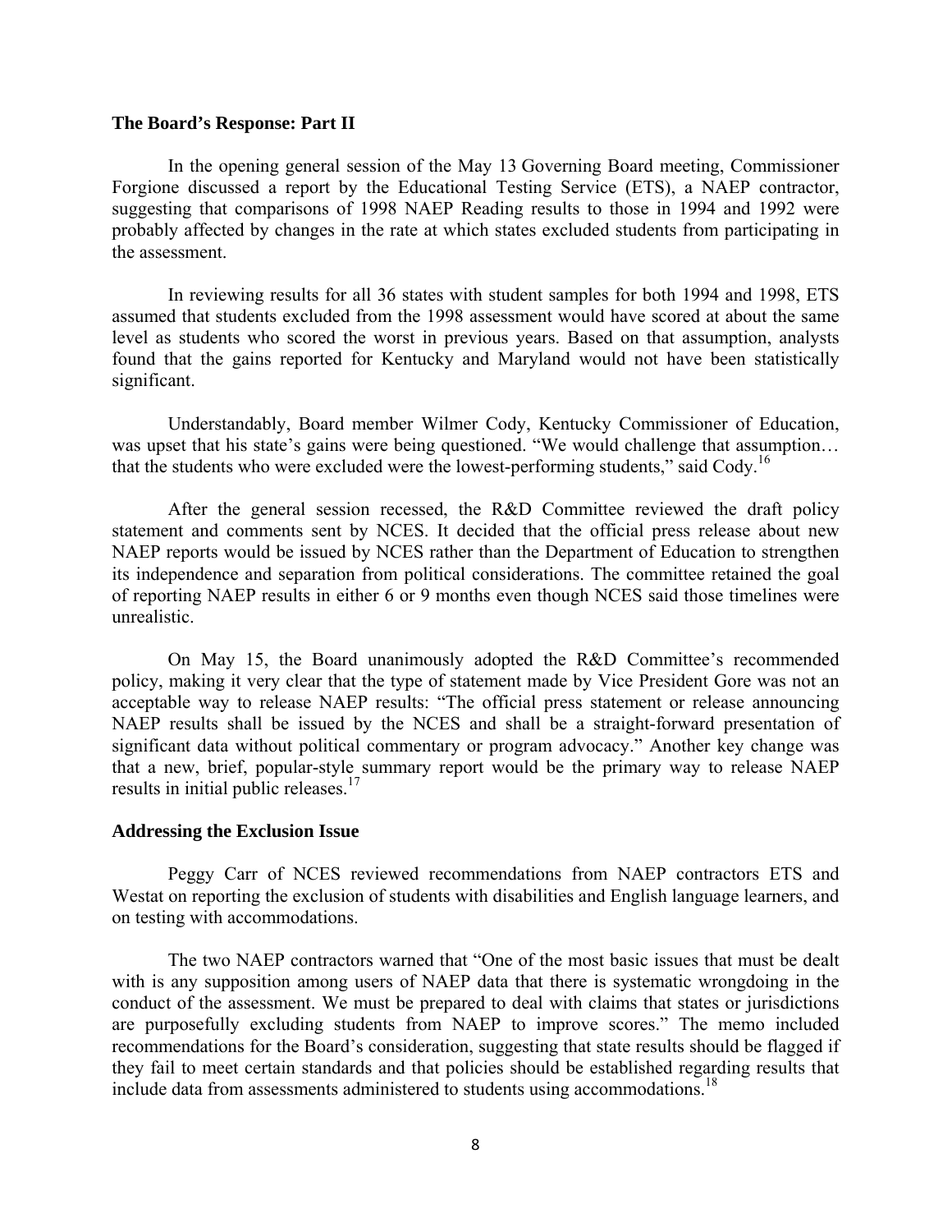### The Board's Response: Part II

In the opening general session of the May 13 Governing Board meeting, Commissioner Forgione discussed a report by the Educational Testing Service (ETS), a NAEP contractor, suggesting that comparisons of 1998 NAEP Reading results to those in 1994 and 1992 were probably affected by changes in the rate at which states excluded students from participating in the assessment.

In reviewing results for all 36 states with student samples for both 1994 and 1998, ETS assumed that students excluded from the 1998 assessment would have scored at about the same level as students who scored the worst in previous years. Based on that assumption, analysts found that the gains reported for Kentucky and Maryland would not have been statistically significant.

Understandably, Board member Wilmer Cody, Kentucky Commissioner of Education, was upset that his state's gains were being questioned. "We would challenge that assumption… that the students who were excluded were the lowest-performing students," said Cody.[16]

After the general session recessed, the R&D Committee reviewed the draft policy statement and comments sent by NCES. It decided that the official press release about new NAEP reports would be issued by NCES rather than the Department of Education to strengthen its independence and separation from political considerations. The committee retained the goal of reporting NAEP results in either 6 or 9 months even though NCES said those timelines were unrealistic.

On May 15, the Board unanimously adopted the R&D Committee's recommended policy, making it very clear that the type of statement made by Vice President Gore was not an acceptable way to release NAEP results: "The official press statement or release announcing NAEP results shall be issued by the NCES and shall be a straight-forward presentation of significant data without political commentary or program advocacy." Another key change was that a new, brief, popular-style summary report would be the primary way to release NAEP results in initial public releases.[17]

### Addressing the Exclusion Issue

Peggy Carr of NCES reviewed recommendations from NAEP contractors ETS and Westat on reporting the exclusion of students with disabilities and English language learners, and on testing with accommodations.

The two NAEP contractors warned that "One of the most basic issues that must be dealt with is any supposition among users of NAEP data that there is systematic wrongdoing in the conduct of the assessment. We must be prepared to deal with claims that states or jurisdictions are purposefully excluding students from NAEP to improve scores." The memo included recommendations for the Board's consideration, suggesting that state results should be flagged if they fail to meet certain standards and that policies should be established regarding results that include data from assessments administered to students using accommodations.[18]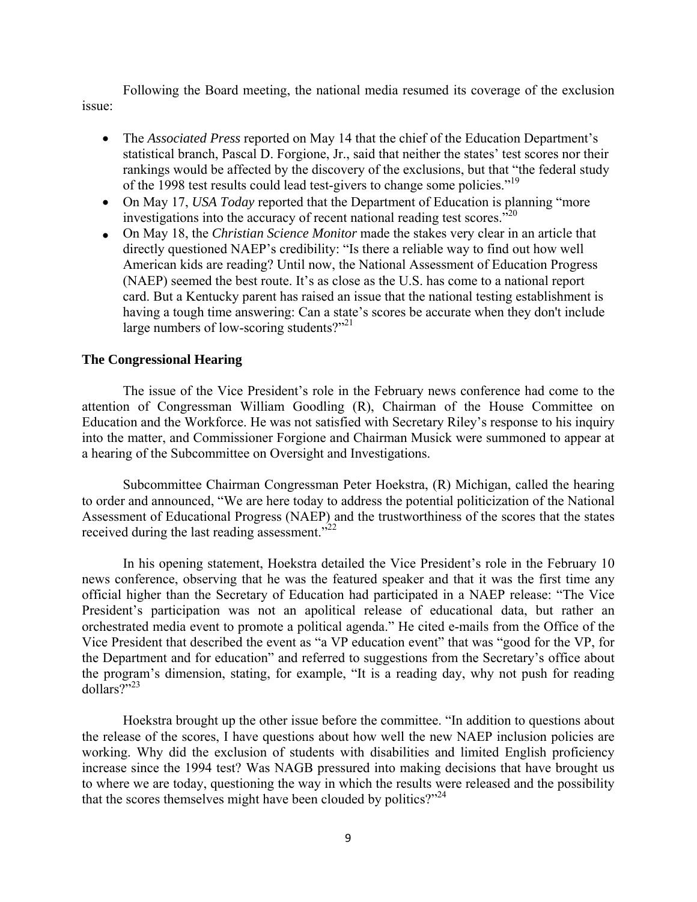Following the Board meeting, the national media resumed its coverage of the exclusion issue:

- The *Associated Press* reported on May 14 that the chief of the Education Department's statistical branch, Pascal D. Forgione, Jr., said that neither the states' test scores nor their rankings would be affected by the discovery of the exclusions, but that "the federal study of the 1998 test results could lead test-givers to change some policies."[19]
- On May 17, *USA Today* reported that the Department of Education is planning "more investigations into the accuracy of recent national reading test scores."[20]
- On May 18, the *Christian Science Monitor* made the stakes very clear in an article that directly questioned NAEP's credibility: "Is there a reliable way to find out how well American kids are reading? Until now, the National Assessment of Education Progress (NAEP) seemed the best route. It's as close as the U.S. has come to a national report card. But a Kentucky parent has raised an issue that the national testing establishment is having a tough time answering: Can a state's scores be accurate when they don't include large numbers of low-scoring students?"[21]

### The Congressional Hearing

The issue of the Vice President's role in the February news conference had come to the attention of Congressman William Goodling (R), Chairman of the House Committee on Education and the Workforce. He was not satisfied with Secretary Riley's response to his inquiry into the matter, and Commissioner Forgione and Chairman Musick were summoned to appear at a hearing of the Subcommittee on Oversight and Investigations.

Subcommittee Chairman Congressman Peter Hoekstra, (R) Michigan, called the hearing to order and announced, "We are here today to address the potential politicization of the National Assessment of Educational Progress (NAEP) and the trustworthiness of the scores that the states received during the last reading assessment."[22]

In his opening statement, Hoekstra detailed the Vice President's role in the February 10 news conference, observing that he was the featured speaker and that it was the first time any official higher than the Secretary of Education had participated in a NAEP release: "The Vice President's participation was not an apolitical release of educational data, but rather an orchestrated media event to promote a political agenda." He cited e-mails from the Office of the Vice President that described the event as "a VP education event" that was "good for the VP, for the Department and for education" and referred to suggestions from the Secretary's office about the program's dimension, stating, for example, "It is a reading day, why not push for reading dollars?"[23]

Hoekstra brought up the other issue before the committee. "In addition to questions about the release of the scores, I have questions about how well the new NAEP inclusion policies are working. Why did the exclusion of students with disabilities and limited English proficiency increase since the 1994 test? Was NAGB pressured into making decisions that have brought us to where we are today, questioning the way in which the results were released and the possibility that the scores themselves might have been clouded by politics?"[24]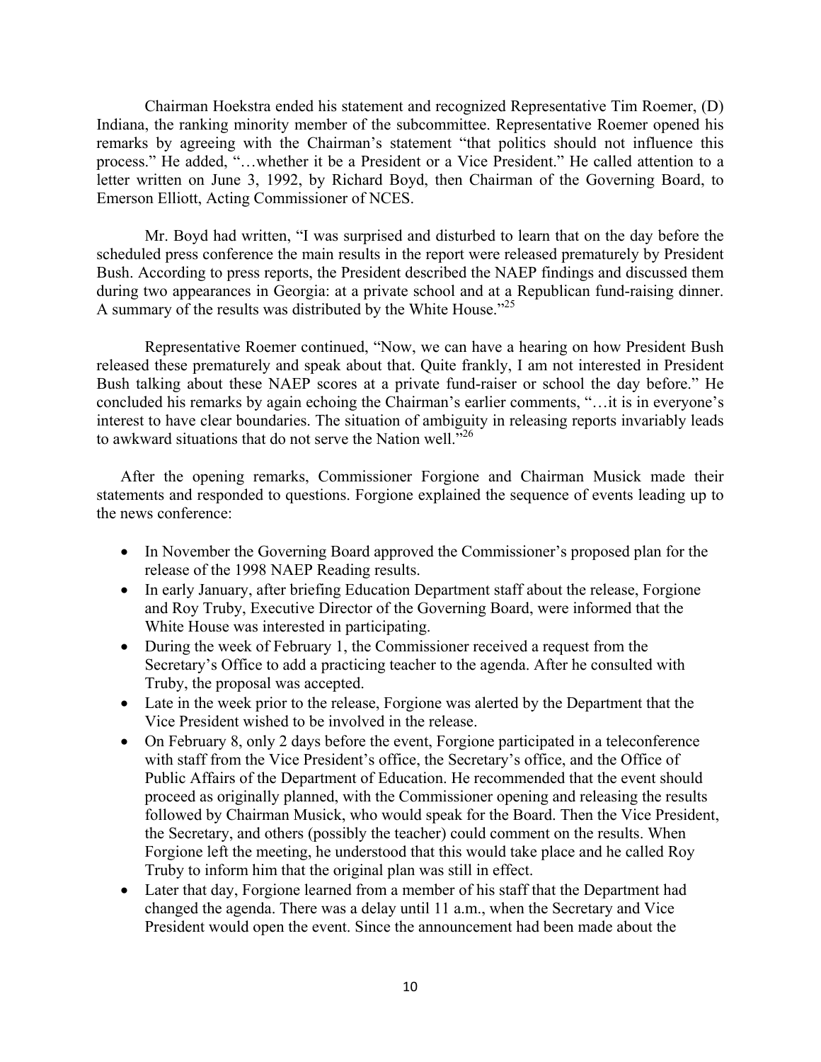Chairman Hoekstra ended his statement and recognized Representative Tim Roemer, (D) Indiana, the ranking minority member of the subcommittee. Representative Roemer opened his remarks by agreeing with the Chairman's statement "that politics should not influence this process." He added, "…whether it be a President or a Vice President." He called attention to a letter written on June 3, 1992, by Richard Boyd, then Chairman of the Governing Board, to Emerson Elliott, Acting Commissioner of NCES.

Mr. Boyd had written, "I was surprised and disturbed to learn that on the day before the scheduled press conference the main results in the report were released prematurely by President Bush. According to press reports, the President described the NAEP findings and discussed them during two appearances in Georgia: at a private school and at a Republican fund-raising dinner. A summary of the results was distributed by the White House."[25]

Representative Roemer continued, "Now, we can have a hearing on how President Bush released these prematurely and speak about that. Quite frankly, I am not interested in President Bush talking about these NAEP scores at a private fund-raiser or school the day before." He concluded his remarks by again echoing the Chairman's earlier comments, "…it is in everyone's interest to have clear boundaries. The situation of ambiguity in releasing reports invariably leads to awkward situations that do not serve the Nation well."[26]

After the opening remarks, Commissioner Forgione and Chairman Musick made their statements and responded to questions. Forgione explained the sequence of events leading up to the news conference:

- In November the Governing Board approved the Commissioner's proposed plan for the release of the 1998 NAEP Reading results.
- In early January, after briefing Education Department staff about the release, Forgione and Roy Truby, Executive Director of the Governing Board, were informed that the White House was interested in participating.
- During the week of February 1, the Commissioner received a request from the Secretary's Office to add a practicing teacher to the agenda. After he consulted with Truby, the proposal was accepted.
- Late in the week prior to the release, Forgione was alerted by the Department that the Vice President wished to be involved in the release.
- On February 8, only 2 days before the event, Forgione participated in a teleconference with staff from the Vice President's office, the Secretary's office, and the Office of Public Affairs of the Department of Education. He recommended that the event should proceed as originally planned, with the Commissioner opening and releasing the results followed by Chairman Musick, who would speak for the Board. Then the Vice President, the Secretary, and others (possibly the teacher) could comment on the results. When Forgione left the meeting, he understood that this would take place and he called Roy Truby to inform him that the original plan was still in effect.
- Later that day, Forgione learned from a member of his staff that the Department had changed the agenda. There was a delay until 11 a.m., when the Secretary and Vice President would open the event. Since the announcement had been made about the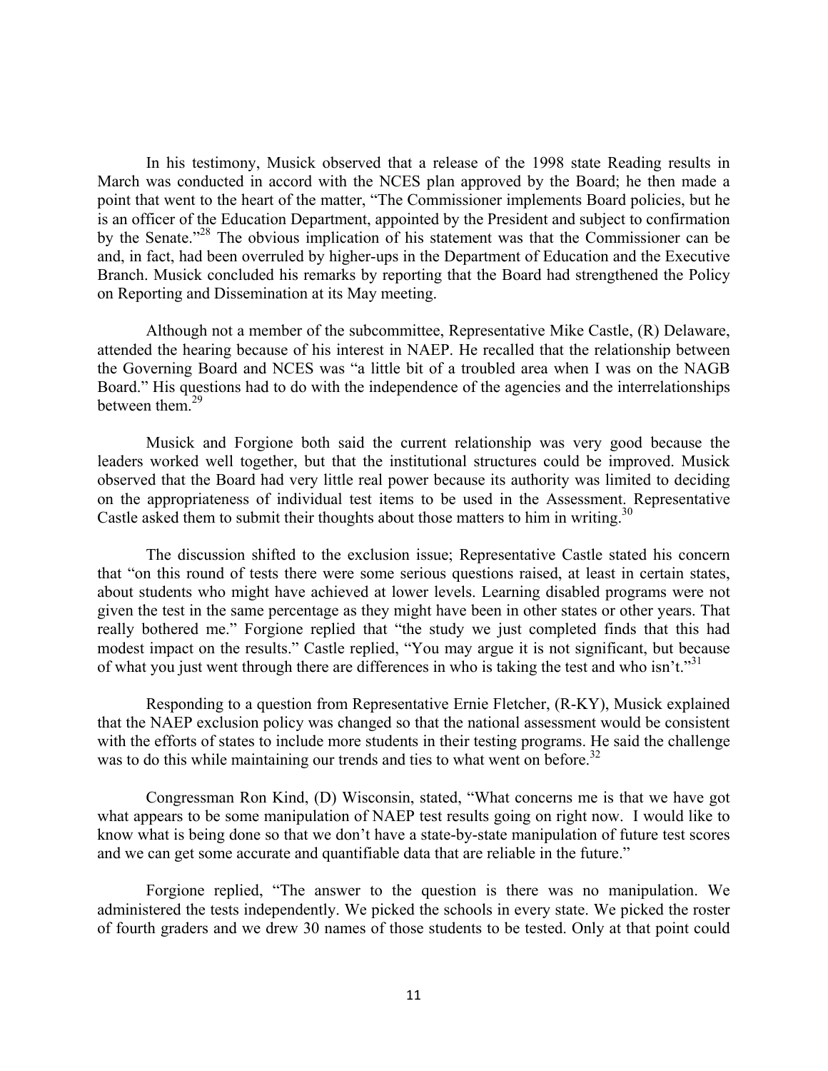In his testimony, Musick observed that a release of the 1998 state Reading results in March was conducted in accord with the NCES plan approved by the Board; he then made a point that went to the heart of the matter, "The Commissioner implements Board policies, but he is an officer of the Education Department, appointed by the President and subject to confirmation by the Senate."[28] The obvious implication of his statement was that the Commissioner can be and, in fact, had been overruled by higher-ups in the Department of Education and the Executive Branch. Musick concluded his remarks by reporting that the Board had strengthened the Policy on Reporting and Dissemination at its May meeting.

Although not a member of the subcommittee, Representative Mike Castle, (R) Delaware, attended the hearing because of his interest in NAEP. He recalled that the relationship between the Governing Board and NCES was "a little bit of a troubled area when I was on the NAGB Board." His questions had to do with the independence of the agencies and the interrelationships between them.[29]

Musick and Forgione both said the current relationship was very good because the leaders worked well together, but that the institutional structures could be improved. Musick observed that the Board had very little real power because its authority was limited to deciding on the appropriateness of individual test items to be used in the Assessment. Representative Castle asked them to submit their thoughts about those matters to him in writing.[30]

The discussion shifted to the exclusion issue; Representative Castle stated his concern that "on this round of tests there were some serious questions raised, at least in certain states, about students who might have achieved at lower levels. Learning disabled programs were not given the test in the same percentage as they might have been in other states or other years. That really bothered me." Forgione replied that "the study we just completed finds that this had modest impact on the results." Castle replied, "You may argue it is not significant, but because of what you just went through there are differences in who is taking the test and who isn't."[31]

Responding to a question from Representative Ernie Fletcher, (R-KY), Musick explained that the NAEP exclusion policy was changed so that the national assessment would be consistent with the efforts of states to include more students in their testing programs. He said the challenge was to do this while maintaining our trends and ties to what went on before.[32]

Congressman Ron Kind, (D) Wisconsin, stated, "What concerns me is that we have got what appears to be some manipulation of NAEP test results going on right now. I would like to know what is being done so that we don't have a state-by-state manipulation of future test scores and we can get some accurate and quantifiable data that are reliable in the future."

Forgione replied, "The answer to the question is there was no manipulation. We administered the tests independently. We picked the schools in every state. We picked the roster of fourth graders and we drew 30 names of those students to be tested. Only at that point could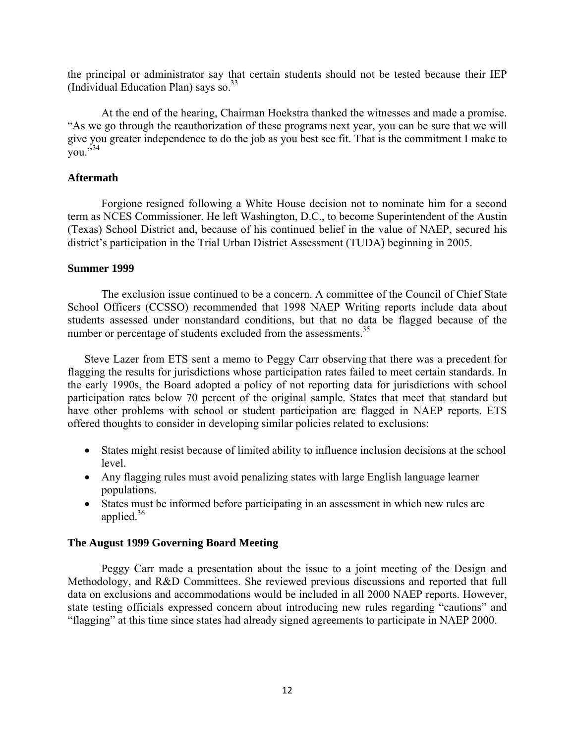the principal or administrator say that certain students should not be tested because their IEP (Individual Education Plan) says so.[33]

At the end of the hearing, Chairman Hoekstra thanked the witnesses and made a promise. "As we go through the reauthorization of these programs next year, you can be sure that we will give you greater independence to do the job as you best see fit. That is the commitment I make to you."[34]

### Aftermath

Forgione resigned following a White House decision not to nominate him for a second term as NCES Commissioner. He left Washington, D.C., to become Superintendent of the Austin (Texas) School District and, because of his continued belief in the value of NAEP, secured his district's participation in the Trial Urban District Assessment (TUDA) beginning in 2005.

### Summer 1999

The exclusion issue continued to be a concern. A committee of the Council of Chief State School Officers (CCSSO) recommended that 1998 NAEP Writing reports include data about students assessed under nonstandard conditions, but that no data be flagged because of the number or percentage of students excluded from the assessments.[35]

Steve Lazer from ETS sent a memo to Peggy Carr observing that there was a precedent for flagging the results for jurisdictions whose participation rates failed to meet certain standards. In the early 1990s, the Board adopted a policy of not reporting data for jurisdictions with school participation rates below 70 percent of the original sample. States that meet that standard but have other problems with school or student participation are flagged in NAEP reports. ETS offered thoughts to consider in developing similar policies related to exclusions:

- States might resist because of limited ability to influence inclusion decisions at the school level.
- Any flagging rules must avoid penalizing states with large English language learner populations.
- States must be informed before participating in an assessment in which new rules are applied.[36]

### The August 1999 Governing Board Meeting

Peggy Carr made a presentation about the issue to a joint meeting of the Design and Methodology, and R&D Committees. She reviewed previous discussions and reported that full data on exclusions and accommodations would be included in all 2000 NAEP reports. However, state testing officials expressed concern about introducing new rules regarding "cautions" and "flagging" at this time since states had already signed agreements to participate in NAEP 2000.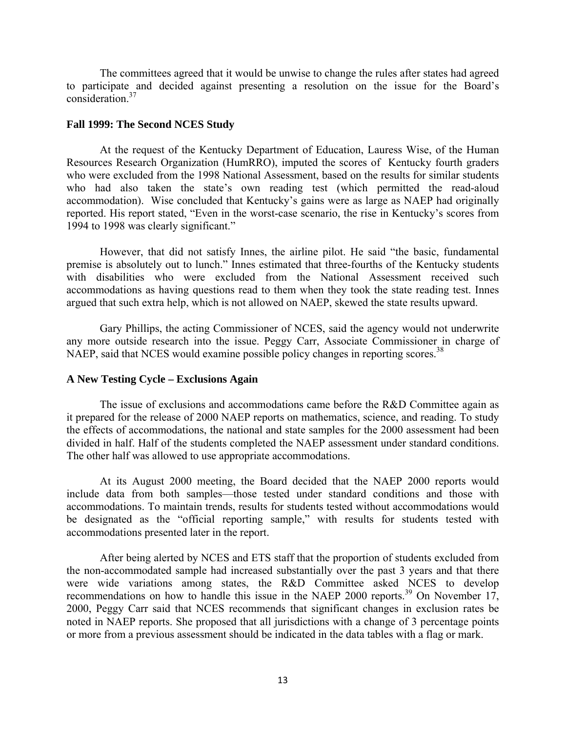The committees agreed that it would be unwise to change the rules after states had agreed to participate and decided against presenting a resolution on the issue for the Board's consideration.[37]

### Fall 1999: The Second NCES Study

At the request of the Kentucky Department of Education, Lauress Wise, of the Human Resources Research Organization (HumRRO), imputed the scores of Kentucky fourth graders who were excluded from the 1998 National Assessment, based on the results for similar students who had also taken the state's own reading test (which permitted the read-aloud accommodation). Wise concluded that Kentucky's gains were as large as NAEP had originally reported. His report stated, "Even in the worst-case scenario, the rise in Kentucky's scores from 1994 to 1998 was clearly significant."

However, that did not satisfy Innes, the airline pilot. He said "the basic, fundamental premise is absolutely out to lunch." Innes estimated that three-fourths of the Kentucky students with disabilities who were excluded from the National Assessment received such accommodations as having questions read to them when they took the state reading test. Innes argued that such extra help, which is not allowed on NAEP, skewed the state results upward.

Gary Phillips, the acting Commissioner of NCES, said the agency would not underwrite any more outside research into the issue. Peggy Carr, Associate Commissioner in charge of NAEP, said that NCES would examine possible policy changes in reporting scores.[38]

### A New Testing Cycle – Exclusions Again

The issue of exclusions and accommodations came before the R&D Committee again as it prepared for the release of 2000 NAEP reports on mathematics, science, and reading. To study the effects of accommodations, the national and state samples for the 2000 assessment had been divided in half. Half of the students completed the NAEP assessment under standard conditions. The other half was allowed to use appropriate accommodations.

At its August 2000 meeting, the Board decided that the NAEP 2000 reports would include data from both samples—those tested under standard conditions and those with accommodations. To maintain trends, results for students tested without accommodations would be designated as the "official reporting sample," with results for students tested with accommodations presented later in the report.

After being alerted by NCES and ETS staff that the proportion of students excluded from the non-accommodated sample had increased substantially over the past 3 years and that there were wide variations among states, the R&D Committee asked NCES to develop recommendations on how to handle this issue in the NAEP 2000 reports.[39] On November 17, 2000, Peggy Carr said that NCES recommends that significant changes in exclusion rates be noted in NAEP reports. She proposed that all jurisdictions with a change of 3 percentage points or more from a previous assessment should be indicated in the data tables with a flag or mark.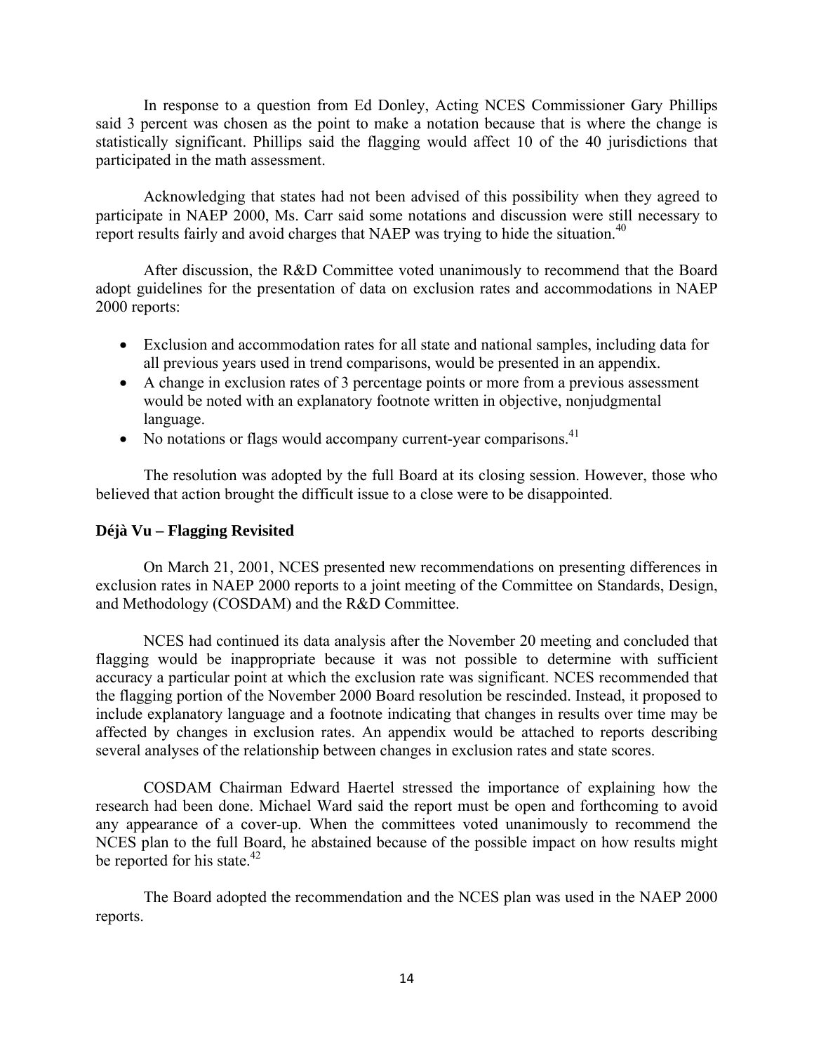In response to a question from Ed Donley, Acting NCES Commissioner Gary Phillips said 3 percent was chosen as the point to make a notation because that is where the change is statistically significant. Phillips said the flagging would affect 10 of the 40 jurisdictions that participated in the math assessment.

Acknowledging that states had not been advised of this possibility when they agreed to participate in NAEP 2000, Ms. Carr said some notations and discussion were still necessary to report results fairly and avoid charges that NAEP was trying to hide the situation.[40]

After discussion, the R&D Committee voted unanimously to recommend that the Board adopt guidelines for the presentation of data on exclusion rates and accommodations in NAEP 2000 reports:

- Exclusion and accommodation rates for all state and national samples, including data for all previous years used in trend comparisons, would be presented in an appendix.
- A change in exclusion rates of 3 percentage points or more from a previous assessment would be noted with an explanatory footnote written in objective, nonjudgmental language.
- No notations or flags would accompany current-year comparisons.[41]

The resolution was adopted by the full Board at its closing session. However, those who believed that action brought the difficult issue to a close were to be disappointed.

### Déjà Vu – Flagging Revisited

On March 21, 2001, NCES presented new recommendations on presenting differences in exclusion rates in NAEP 2000 reports to a joint meeting of the Committee on Standards, Design, and Methodology (COSDAM) and the R&D Committee.

NCES had continued its data analysis after the November 20 meeting and concluded that flagging would be inappropriate because it was not possible to determine with sufficient accuracy a particular point at which the exclusion rate was significant. NCES recommended that the flagging portion of the November 2000 Board resolution be rescinded. Instead, it proposed to include explanatory language and a footnote indicating that changes in results over time may be affected by changes in exclusion rates. An appendix would be attached to reports describing several analyses of the relationship between changes in exclusion rates and state scores.

COSDAM Chairman Edward Haertel stressed the importance of explaining how the research had been done. Michael Ward said the report must be open and forthcoming to avoid any appearance of a cover-up. When the committees voted unanimously to recommend the NCES plan to the full Board, he abstained because of the possible impact on how results might be reported for his state.[42]

The Board adopted the recommendation and the NCES plan was used in the NAEP 2000 reports.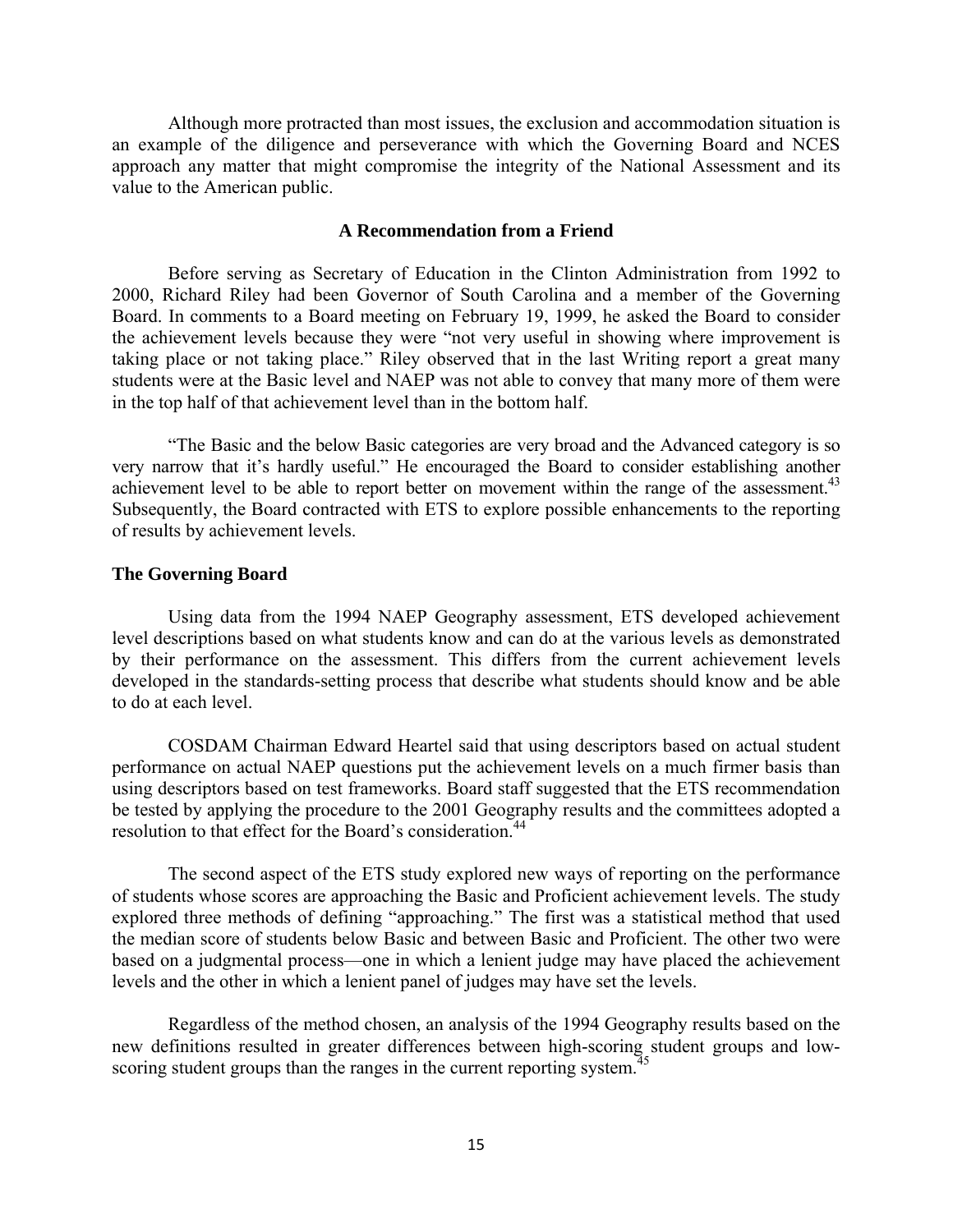Although more protracted than most issues, the exclusion and accommodation situation is an example of the diligence and perseverance with which the Governing Board and NCES approach any matter that might compromise the integrity of the National Assessment and its value to the American public.

### A Recommendation from a Friend

Before serving as Secretary of Education in the Clinton Administration from 1992 to 2000, Richard Riley had been Governor of South Carolina and a member of the Governing Board. In comments to a Board meeting on February 19, 1999, he asked the Board to consider the achievement levels because they were "not very useful in showing where improvement is taking place or not taking place." Riley observed that in the last Writing report a great many students were at the Basic level and NAEP was not able to convey that many more of them were in the top half of that achievement level than in the bottom half.

"The Basic and the below Basic categories are very broad and the Advanced category is so very narrow that it's hardly useful." He encouraged the Board to consider establishing another achievement level to be able to report better on movement within the range of the assessment.[43] Subsequently, the Board contracted with ETS to explore possible enhancements to the reporting of results by achievement levels.

**The Governing Board**

Using data from the 1994 NAEP Geography assessment, ETS developed achievement level descriptions based on what students know and can do at the various levels as demonstrated by their performance on the assessment. This differs from the current achievement levels developed in the standards-setting process that describe what students should know and be able to do at each level.

COSDAM Chairman Edward Heartel said that using descriptors based on actual student performance on actual NAEP questions put the achievement levels on a much firmer basis than using descriptors based on test frameworks. Board staff suggested that the ETS recommendation be tested by applying the procedure to the 2001 Geography results and the committees adopted a resolution to that effect for the Board's consideration.[44]

The second aspect of the ETS study explored new ways of reporting on the performance of students whose scores are approaching the Basic and Proficient achievement levels. The study explored three methods of defining "approaching." The first was a statistical method that used the median score of students below Basic and between Basic and Proficient. The other two were based on a judgmental process—one in which a lenient judge may have placed the achievement levels and the other in which a lenient panel of judges may have set the levels.

Regardless of the method chosen, an analysis of the 1994 Geography results based on the new definitions resulted in greater differences between high-scoring student groups and low-scoring student groups than the ranges in the current reporting system.[45]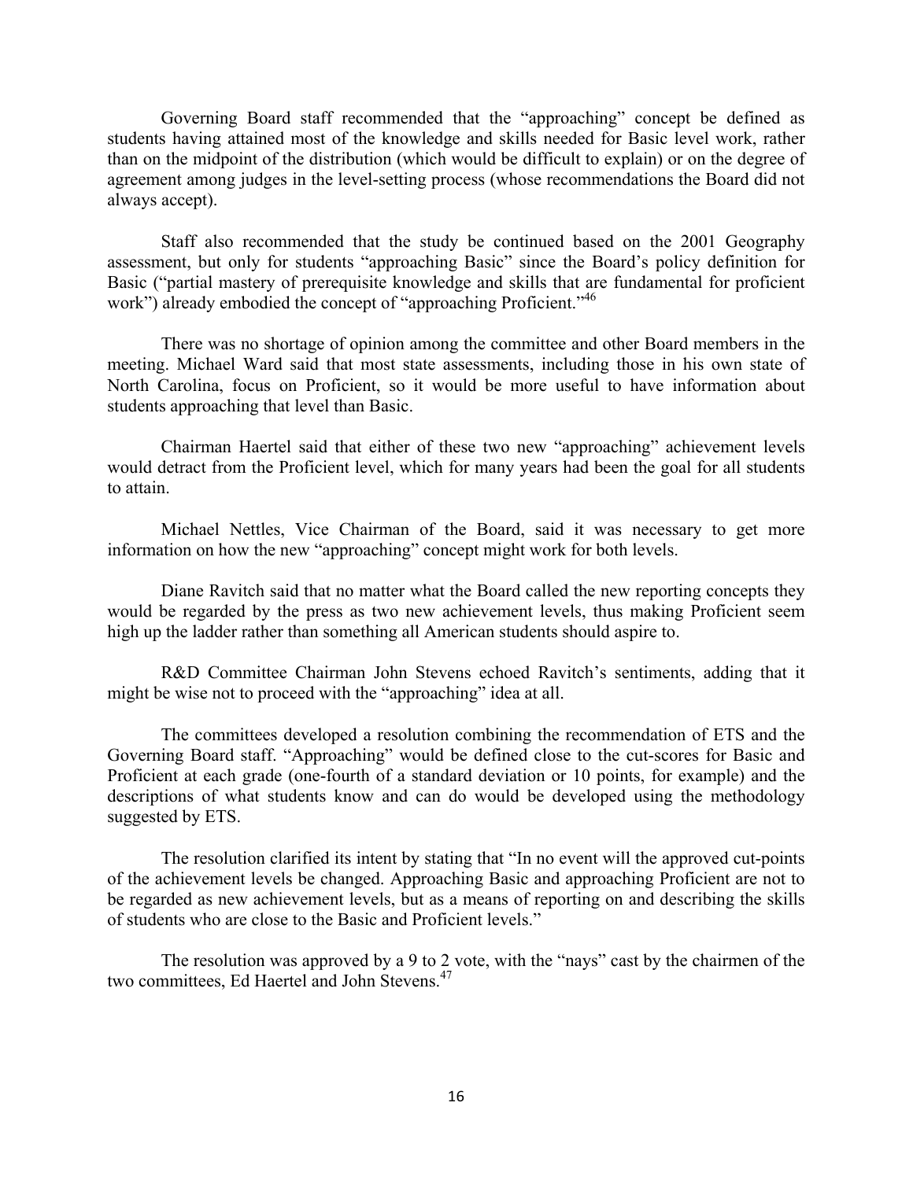Governing Board staff recommended that the "approaching" concept be defined as students having attained most of the knowledge and skills needed for Basic level work, rather than on the midpoint of the distribution (which would be difficult to explain) or on the degree of agreement among judges in the level-setting process (whose recommendations the Board did not always accept).

Staff also recommended that the study be continued based on the 2001 Geography assessment, but only for students "approaching Basic" since the Board's policy definition for Basic ("partial mastery of prerequisite knowledge and skills that are fundamental for proficient work") already embodied the concept of "approaching Proficient."[46]

There was no shortage of opinion among the committee and other Board members in the meeting. Michael Ward said that most state assessments, including those in his own state of North Carolina, focus on Proficient, so it would be more useful to have information about students approaching that level than Basic.

Chairman Haertel said that either of these two new "approaching" achievement levels would detract from the Proficient level, which for many years had been the goal for all students to attain.

Michael Nettles, Vice Chairman of the Board, said it was necessary to get more information on how the new "approaching" concept might work for both levels.

Diane Ravitch said that no matter what the Board called the new reporting concepts they would be regarded by the press as two new achievement levels, thus making Proficient seem high up the ladder rather than something all American students should aspire to.

R&D Committee Chairman John Stevens echoed Ravitch's sentiments, adding that it might be wise not to proceed with the "approaching" idea at all.

The committees developed a resolution combining the recommendation of ETS and the Governing Board staff. "Approaching" would be defined close to the cut-scores for Basic and Proficient at each grade (one-fourth of a standard deviation or 10 points, for example) and the descriptions of what students know and can do would be developed using the methodology suggested by ETS.

The resolution clarified its intent by stating that "In no event will the approved cut-points of the achievement levels be changed. Approaching Basic and approaching Proficient are not to be regarded as new achievement levels, but as a means of reporting on and describing the skills of students who are close to the Basic and Proficient levels."

The resolution was approved by a 9 to 2 vote, with the "nays" cast by the chairmen of the two committees, Ed Haertel and John Stevens.[47]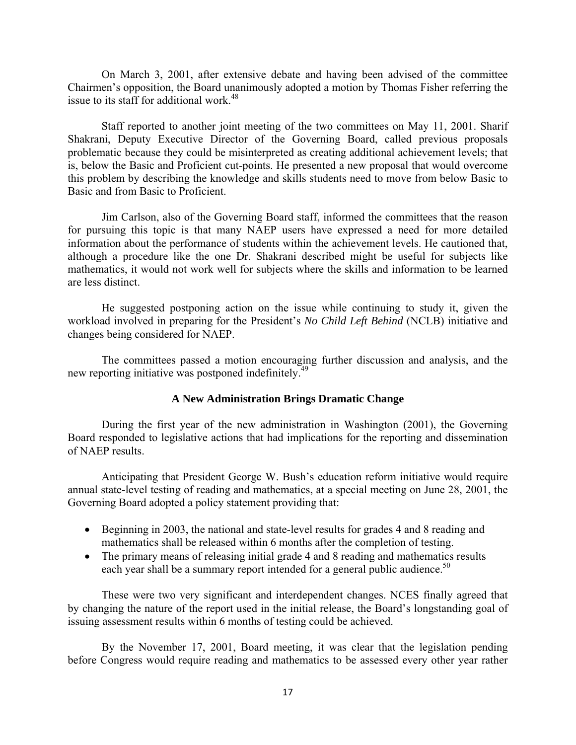On March 3, 2001, after extensive debate and having been advised of the committee Chairmen's opposition, the Board unanimously adopted a motion by Thomas Fisher referring the issue to its staff for additional work.[48]

Staff reported to another joint meeting of the two committees on May 11, 2001. Sharif Shakrani, Deputy Executive Director of the Governing Board, called previous proposals problematic because they could be misinterpreted as creating additional achievement levels; that is, below the Basic and Proficient cut-points. He presented a new proposal that would overcome this problem by describing the knowledge and skills students need to move from below Basic to Basic and from Basic to Proficient.

Jim Carlson, also of the Governing Board staff, informed the committees that the reason for pursuing this topic is that many NAEP users have expressed a need for more detailed information about the performance of students within the achievement levels. He cautioned that, although a procedure like the one Dr. Shakrani described might be useful for subjects like mathematics, it would not work well for subjects where the skills and information to be learned are less distinct.

He suggested postponing action on the issue while continuing to study it, given the workload involved in preparing for the President's *No Child Left Behind* (NCLB) initiative and changes being considered for NAEP.

The committees passed a motion encouraging further discussion and analysis, and the new reporting initiative was postponed indefinitely.[49]

### A New Administration Brings Dramatic Change

During the first year of the new administration in Washington (2001), the Governing Board responded to legislative actions that had implications for the reporting and dissemination of NAEP results.

Anticipating that President George W. Bush's education reform initiative would require annual state-level testing of reading and mathematics, at a special meeting on June 28, 2001, the Governing Board adopted a policy statement providing that:

- Beginning in 2003, the national and state-level results for grades 4 and 8 reading and mathematics shall be released within 6 months after the completion of testing.
- The primary means of releasing initial grade 4 and 8 reading and mathematics results each year shall be a summary report intended for a general public audience.[50]

These were two very significant and interdependent changes. NCES finally agreed that by changing the nature of the report used in the initial release, the Board's longstanding goal of issuing assessment results within 6 months of testing could be achieved.

By the November 17, 2001, Board meeting, it was clear that the legislation pending before Congress would require reading and mathematics to be assessed every other year rather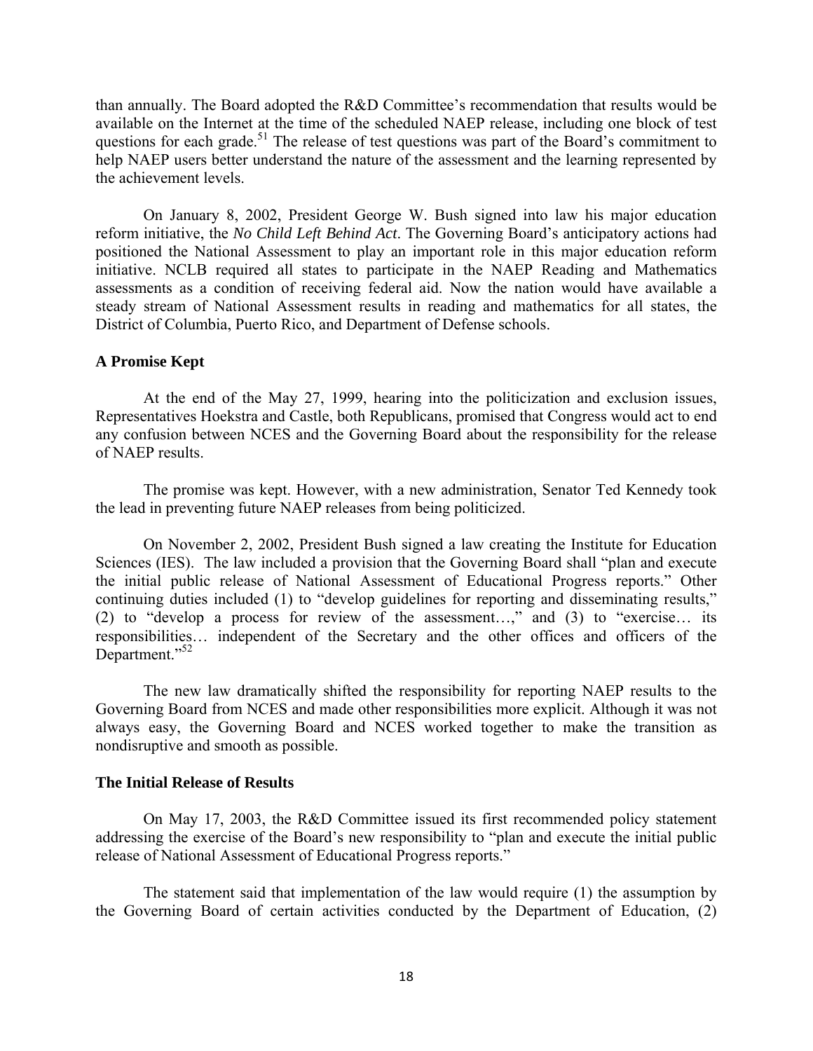than annually. The Board adopted the R&D Committee's recommendation that results would be available on the Internet at the time of the scheduled NAEP release, including one block of test questions for each grade.[51] The release of test questions was part of the Board's commitment to help NAEP users better understand the nature of the assessment and the learning represented by the achievement levels.

On January 8, 2002, President George W. Bush signed into law his major education reform initiative, the *No Child Left Behind Act*. The Governing Board's anticipatory actions had positioned the National Assessment to play an important role in this major education reform initiative. NCLB required all states to participate in the NAEP Reading and Mathematics assessments as a condition of receiving federal aid. Now the nation would have available a steady stream of National Assessment results in reading and mathematics for all states, the District of Columbia, Puerto Rico, and Department of Defense schools.

**A Promise Kept**

At the end of the May 27, 1999, hearing into the politicization and exclusion issues, Representatives Hoekstra and Castle, both Republicans, promised that Congress would act to end any confusion between NCES and the Governing Board about the responsibility for the release of NAEP results.

The promise was kept. However, with a new administration, Senator Ted Kennedy took the lead in preventing future NAEP releases from being politicized.

On November 2, 2002, President Bush signed a law creating the Institute for Education Sciences (IES). The law included a provision that the Governing Board shall "plan and execute the initial public release of National Assessment of Educational Progress reports." Other continuing duties included (1) to "develop guidelines for reporting and disseminating results," (2) to "develop a process for review of the assessment…," and (3) to "exercise… its responsibilities… independent of the Secretary and the other offices and officers of the Department."[52]

The new law dramatically shifted the responsibility for reporting NAEP results to the Governing Board from NCES and made other responsibilities more explicit. Although it was not always easy, the Governing Board and NCES worked together to make the transition as nondisruptive and smooth as possible.

**The Initial Release of Results**

On May 17, 2003, the R&D Committee issued its first recommended policy statement addressing the exercise of the Board's new responsibility to "plan and execute the initial public release of National Assessment of Educational Progress reports."

The statement said that implementation of the law would require (1) the assumption by the Governing Board of certain activities conducted by the Department of Education, (2)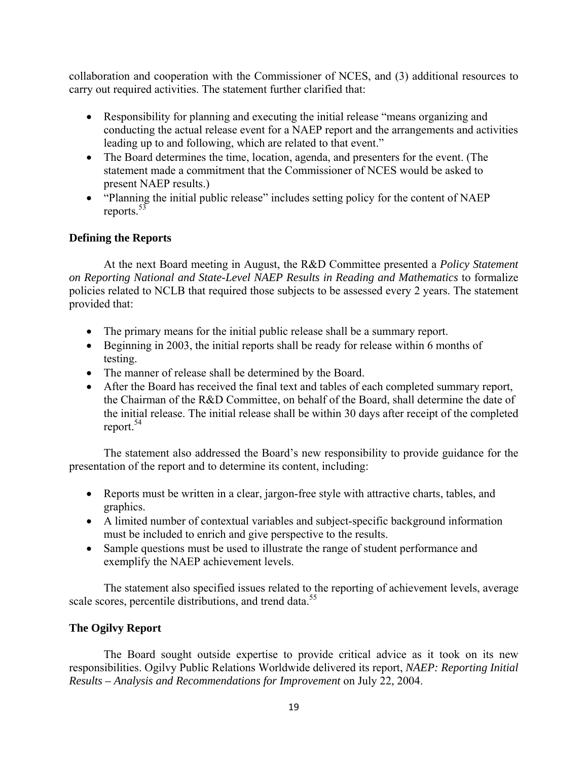collaboration and cooperation with the Commissioner of NCES, and (3) additional resources to carry out required activities. The statement further clarified that:

- Responsibility for planning and executing the initial release "means organizing and conducting the actual release event for a NAEP report and the arrangements and activities leading up to and following, which are related to that event."
- The Board determines the time, location, agenda, and presenters for the event. (The statement made a commitment that the Commissioner of NCES would be asked to present NAEP results.)
- "Planning the initial public release" includes setting policy for the content of NAEP reports.[53]

### Defining the Reports

At the next Board meeting in August, the R&D Committee presented a *Policy Statement on Reporting National and State-Level NAEP Results in Reading and Mathematics* to formalize policies related to NCLB that required those subjects to be assessed every 2 years. The statement provided that:

- The primary means for the initial public release shall be a summary report.
- Beginning in 2003, the initial reports shall be ready for release within 6 months of testing.
- The manner of release shall be determined by the Board.
- After the Board has received the final text and tables of each completed summary report, the Chairman of the R&D Committee, on behalf of the Board, shall determine the date of the initial release. The initial release shall be within 30 days after receipt of the completed report.[54]

The statement also addressed the Board's new responsibility to provide guidance for the presentation of the report and to determine its content, including:

- Reports must be written in a clear, jargon-free style with attractive charts, tables, and graphics.
- A limited number of contextual variables and subject-specific background information must be included to enrich and give perspective to the results.
- Sample questions must be used to illustrate the range of student performance and exemplify the NAEP achievement levels.

The statement also specified issues related to the reporting of achievement levels, average scale scores, percentile distributions, and trend data.[55]

### The Ogilvy Report

The Board sought outside expertise to provide critical advice as it took on its new responsibilities. Ogilvy Public Relations Worldwide delivered its report, *NAEP: Reporting Initial Results – Analysis and Recommendations for Improvement* on July 22, 2004.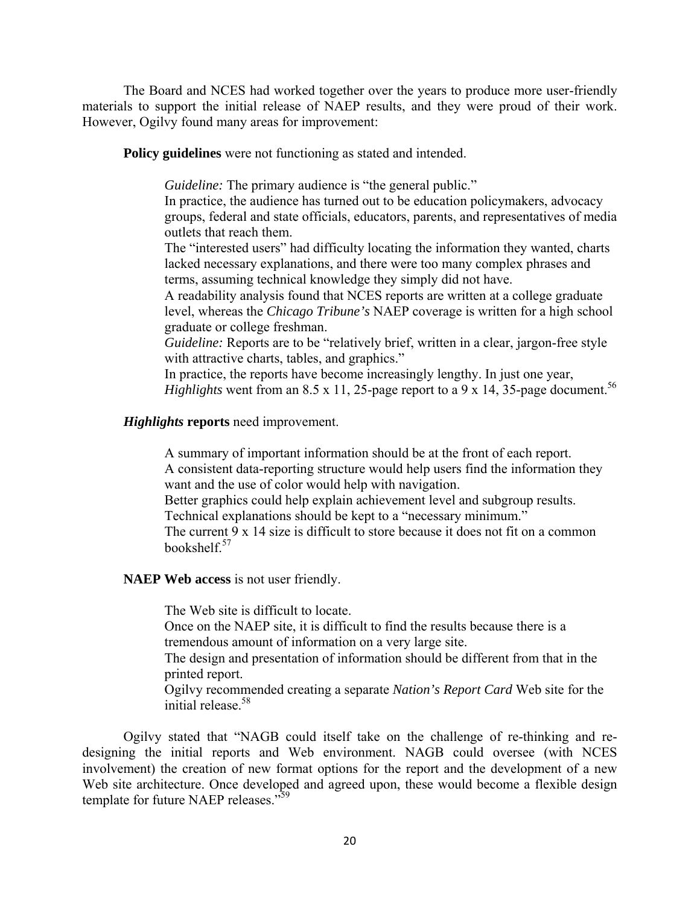The Board and NCES had worked together over the years to produce more user-friendly materials to support the initial release of NAEP results, and they were proud of their work. However, Ogilvy found many areas for improvement:

**Policy guidelines** were not functioning as stated and intended.

> *Guideline:* The primary audience is "the general public."
> In practice, the audience has turned out to be education policymakers, advocacy groups, federal and state officials, educators, parents, and representatives of media outlets that reach them.
> The "interested users" had difficulty locating the information they wanted, charts lacked necessary explanations, and there were too many complex phrases and terms, assuming technical knowledge they simply did not have.
> A readability analysis found that NCES reports are written at a college graduate level, whereas the *Chicago Tribune's* NAEP coverage is written for a high school graduate or college freshman.
> *Guideline:* Reports are to be "relatively brief, written in a clear, jargon-free style with attractive charts, tables, and graphics."
> In practice, the reports have become increasingly lengthy. In just one year, *Highlights* went from an 8.5 x 11, 25-page report to a 9 x 14, 35-page document.[56]

***Highlights* reports** need improvement.

> A summary of important information should be at the front of each report.
> A consistent data-reporting structure would help users find the information they want and the use of color would help with navigation.
> Better graphics could help explain achievement level and subgroup results.
> Technical explanations should be kept to a "necessary minimum."
> The current 9 x 14 size is difficult to store because it does not fit on a common bookshelf.[57]

**NAEP Web access** is not user friendly.

> The Web site is difficult to locate.
> Once on the NAEP site, it is difficult to find the results because there is a tremendous amount of information on a very large site.
> The design and presentation of information should be different from that in the printed report.
> Ogilvy recommended creating a separate *Nation's Report Card* Web site for the initial release.[58]

Ogilvy stated that "NAGB could itself take on the challenge of re-thinking and re-designing the initial reports and Web environment. NAGB could oversee (with NCES involvement) the creation of new format options for the report and the development of a new Web site architecture. Once developed and agreed upon, these would become a flexible design template for future NAEP releases."[59]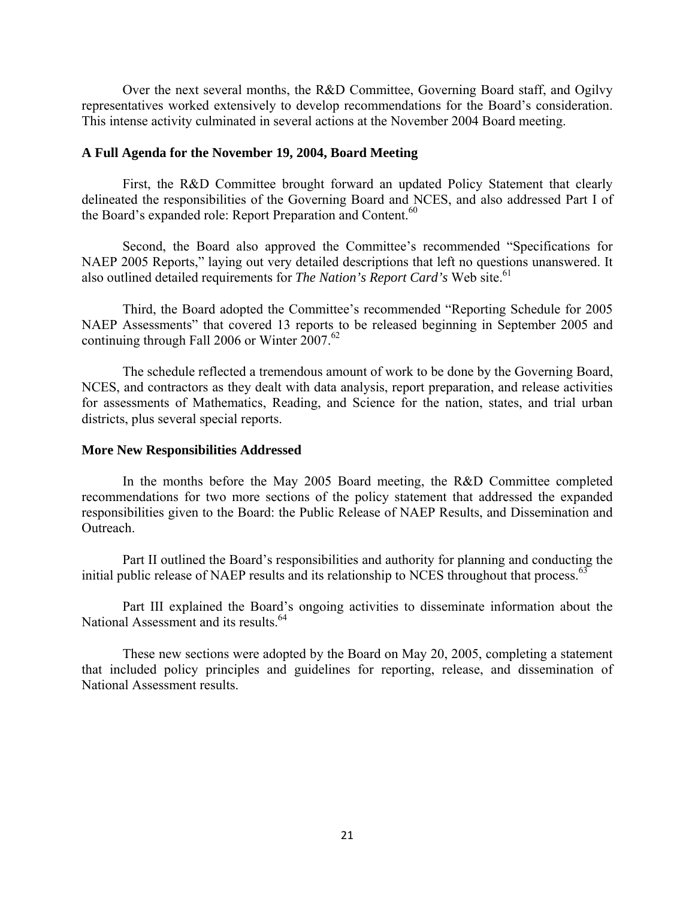Over the next several months, the R&D Committee, Governing Board staff, and Ogilvy representatives worked extensively to develop recommendations for the Board's consideration. This intense activity culminated in several actions at the November 2004 Board meeting.

### A Full Agenda for the November 19, 2004, Board Meeting

First, the R&D Committee brought forward an updated Policy Statement that clearly delineated the responsibilities of the Governing Board and NCES, and also addressed Part I of the Board's expanded role: Report Preparation and Content.[60]

Second, the Board also approved the Committee's recommended "Specifications for NAEP 2005 Reports," laying out very detailed descriptions that left no questions unanswered. It also outlined detailed requirements for *The Nation's Report Card's* Web site.[61]

Third, the Board adopted the Committee's recommended "Reporting Schedule for 2005 NAEP Assessments" that covered 13 reports to be released beginning in September 2005 and continuing through Fall 2006 or Winter 2007.[62]

The schedule reflected a tremendous amount of work to be done by the Governing Board, NCES, and contractors as they dealt with data analysis, report preparation, and release activities for assessments of Mathematics, Reading, and Science for the nation, states, and trial urban districts, plus several special reports.

### More New Responsibilities Addressed

In the months before the May 2005 Board meeting, the R&D Committee completed recommendations for two more sections of the policy statement that addressed the expanded responsibilities given to the Board: the Public Release of NAEP Results, and Dissemination and Outreach.

Part II outlined the Board's responsibilities and authority for planning and conducting the initial public release of NAEP results and its relationship to NCES throughout that process.[63]

Part III explained the Board's ongoing activities to disseminate information about the National Assessment and its results.[64]

These new sections were adopted by the Board on May 20, 2005, completing a statement that included policy principles and guidelines for reporting, release, and dissemination of National Assessment results.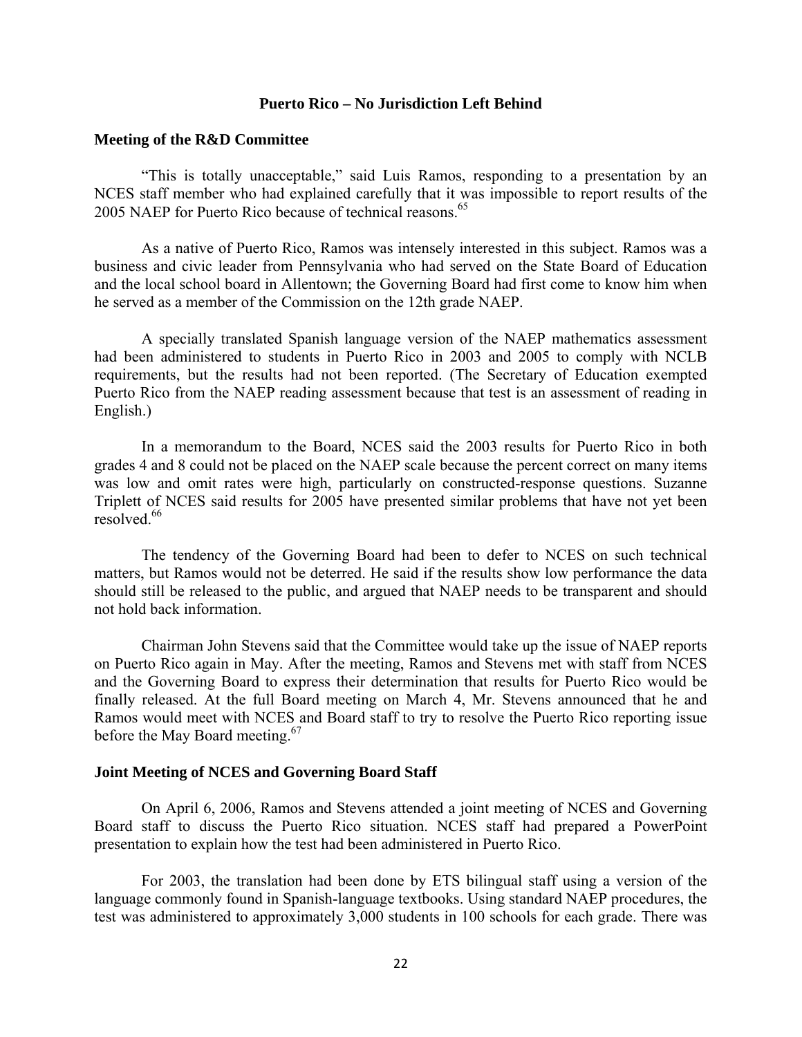## Puerto Rico – No Jurisdiction Left Behind

### Meeting of the R&D Committee

"This is totally unacceptable," said Luis Ramos, responding to a presentation by an NCES staff member who had explained carefully that it was impossible to report results of the 2005 NAEP for Puerto Rico because of technical reasons.[65]

As a native of Puerto Rico, Ramos was intensely interested in this subject. Ramos was a business and civic leader from Pennsylvania who had served on the State Board of Education and the local school board in Allentown; the Governing Board had first come to know him when he served as a member of the Commission on the 12th grade NAEP.

A specially translated Spanish language version of the NAEP mathematics assessment had been administered to students in Puerto Rico in 2003 and 2005 to comply with NCLB requirements, but the results had not been reported. (The Secretary of Education exempted Puerto Rico from the NAEP reading assessment because that test is an assessment of reading in English.)

In a memorandum to the Board, NCES said the 2003 results for Puerto Rico in both grades 4 and 8 could not be placed on the NAEP scale because the percent correct on many items was low and omit rates were high, particularly on constructed-response questions. Suzanne Triplett of NCES said results for 2005 have presented similar problems that have not yet been resolved.[66]

The tendency of the Governing Board had been to defer to NCES on such technical matters, but Ramos would not be deterred. He said if the results show low performance the data should still be released to the public, and argued that NAEP needs to be transparent and should not hold back information.

Chairman John Stevens said that the Committee would take up the issue of NAEP reports on Puerto Rico again in May. After the meeting, Ramos and Stevens met with staff from NCES and the Governing Board to express their determination that results for Puerto Rico would be finally released. At the full Board meeting on March 4, Mr. Stevens announced that he and Ramos would meet with NCES and Board staff to try to resolve the Puerto Rico reporting issue before the May Board meeting.[67]

### Joint Meeting of NCES and Governing Board Staff

On April 6, 2006, Ramos and Stevens attended a joint meeting of NCES and Governing Board staff to discuss the Puerto Rico situation. NCES staff had prepared a PowerPoint presentation to explain how the test had been administered in Puerto Rico.

For 2003, the translation had been done by ETS bilingual staff using a version of the language commonly found in Spanish-language textbooks. Using standard NAEP procedures, the test was administered to approximately 3,000 students in 100 schools for each grade. There was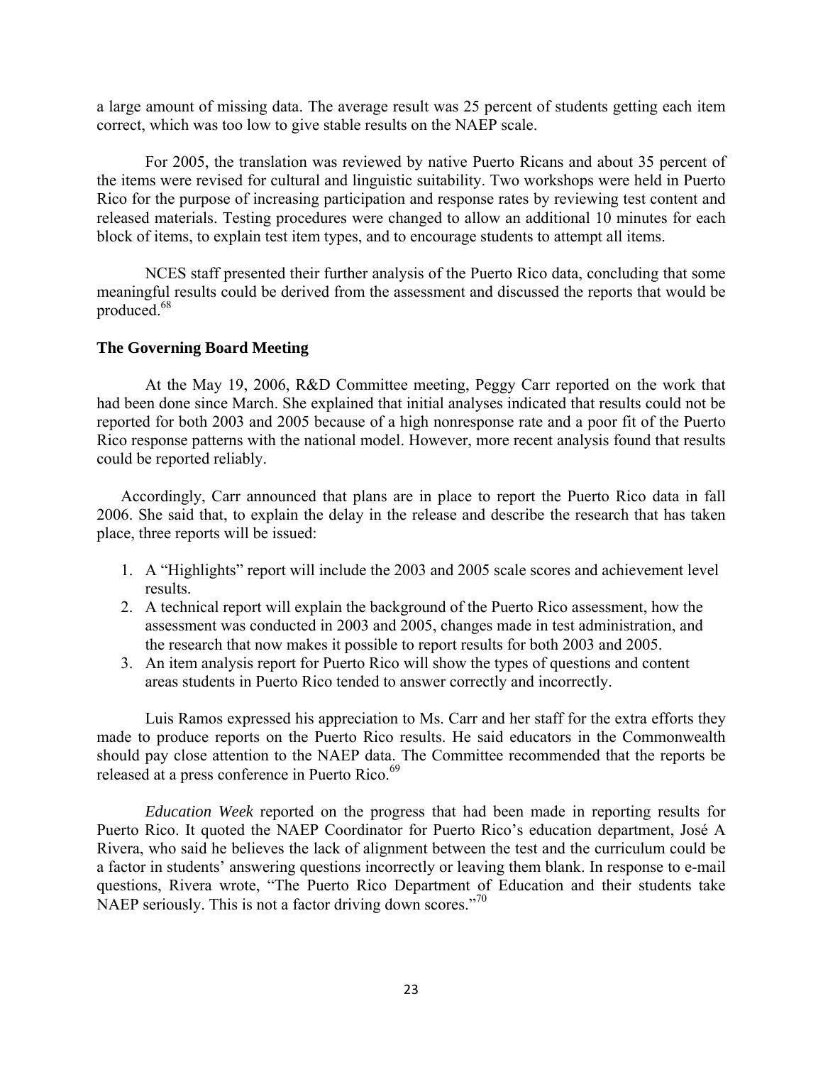a large amount of missing data. The average result was 25 percent of students getting each item correct, which was too low to give stable results on the NAEP scale.

For 2005, the translation was reviewed by native Puerto Ricans and about 35 percent of the items were revised for cultural and linguistic suitability. Two workshops were held in Puerto Rico for the purpose of increasing participation and response rates by reviewing test content and released materials. Testing procedures were changed to allow an additional 10 minutes for each block of items, to explain test item types, and to encourage students to attempt all items.

NCES staff presented their further analysis of the Puerto Rico data, concluding that some meaningful results could be derived from the assessment and discussed the reports that would be produced.[68]

### The Governing Board Meeting

At the May 19, 2006, R&D Committee meeting, Peggy Carr reported on the work that had been done since March. She explained that initial analyses indicated that results could not be reported for both 2003 and 2005 because of a high nonresponse rate and a poor fit of the Puerto Rico response patterns with the national model. However, more recent analysis found that results could be reported reliably.

Accordingly, Carr announced that plans are in place to report the Puerto Rico data in fall 2006. She said that, to explain the delay in the release and describe the research that has taken place, three reports will be issued:

1. A "Highlights" report will include the 2003 and 2005 scale scores and achievement level results.
2. A technical report will explain the background of the Puerto Rico assessment, how the assessment was conducted in 2003 and 2005, changes made in test administration, and the research that now makes it possible to report results for both 2003 and 2005.
3. An item analysis report for Puerto Rico will show the types of questions and content areas students in Puerto Rico tended to answer correctly and incorrectly.

Luis Ramos expressed his appreciation to Ms. Carr and her staff for the extra efforts they made to produce reports on the Puerto Rico results. He said educators in the Commonwealth should pay close attention to the NAEP data. The Committee recommended that the reports be released at a press conference in Puerto Rico.[69]

*Education Week* reported on the progress that had been made in reporting results for Puerto Rico. It quoted the NAEP Coordinator for Puerto Rico's education department, José A Rivera, who said he believes the lack of alignment between the test and the curriculum could be a factor in students' answering questions incorrectly or leaving them blank. In response to e-mail questions, Rivera wrote, "The Puerto Rico Department of Education and their students take NAEP seriously. This is not a factor driving down scores."[70]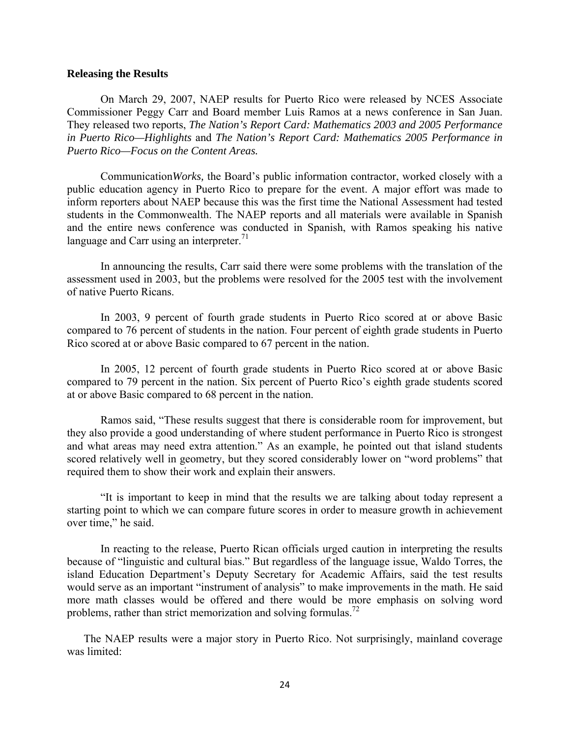**Releasing the Results**

On March 29, 2007, NAEP results for Puerto Rico were released by NCES Associate Commissioner Peggy Carr and Board member Luis Ramos at a news conference in San Juan. They released two reports, *The Nation's Report Card: Mathematics 2003 and 2005 Performance in Puerto Rico—Highlights* and *The Nation's Report Card: Mathematics 2005 Performance in Puerto Rico—Focus on the Content Areas.*

Communication*Works,* the Board's public information contractor, worked closely with a public education agency in Puerto Rico to prepare for the event. A major effort was made to inform reporters about NAEP because this was the first time the National Assessment had tested students in the Commonwealth. The NAEP reports and all materials were available in Spanish and the entire news conference was conducted in Spanish, with Ramos speaking his native language and Carr using an interpreter.[71]

In announcing the results, Carr said there were some problems with the translation of the assessment used in 2003, but the problems were resolved for the 2005 test with the involvement of native Puerto Ricans.

In 2003, 9 percent of fourth grade students in Puerto Rico scored at or above Basic compared to 76 percent of students in the nation. Four percent of eighth grade students in Puerto Rico scored at or above Basic compared to 67 percent in the nation.

In 2005, 12 percent of fourth grade students in Puerto Rico scored at or above Basic compared to 79 percent in the nation. Six percent of Puerto Rico's eighth grade students scored at or above Basic compared to 68 percent in the nation.

Ramos said, "These results suggest that there is considerable room for improvement, but they also provide a good understanding of where student performance in Puerto Rico is strongest and what areas may need extra attention." As an example, he pointed out that island students scored relatively well in geometry, but they scored considerably lower on "word problems" that required them to show their work and explain their answers.

"It is important to keep in mind that the results we are talking about today represent a starting point to which we can compare future scores in order to measure growth in achievement over time," he said.

In reacting to the release, Puerto Rican officials urged caution in interpreting the results because of "linguistic and cultural bias." But regardless of the language issue, Waldo Torres, the island Education Department's Deputy Secretary for Academic Affairs, said the test results would serve as an important "instrument of analysis" to make improvements in the math. He said more math classes would be offered and there would be more emphasis on solving word problems, rather than strict memorization and solving formulas.[72]

The NAEP results were a major story in Puerto Rico. Not surprisingly, mainland coverage was limited: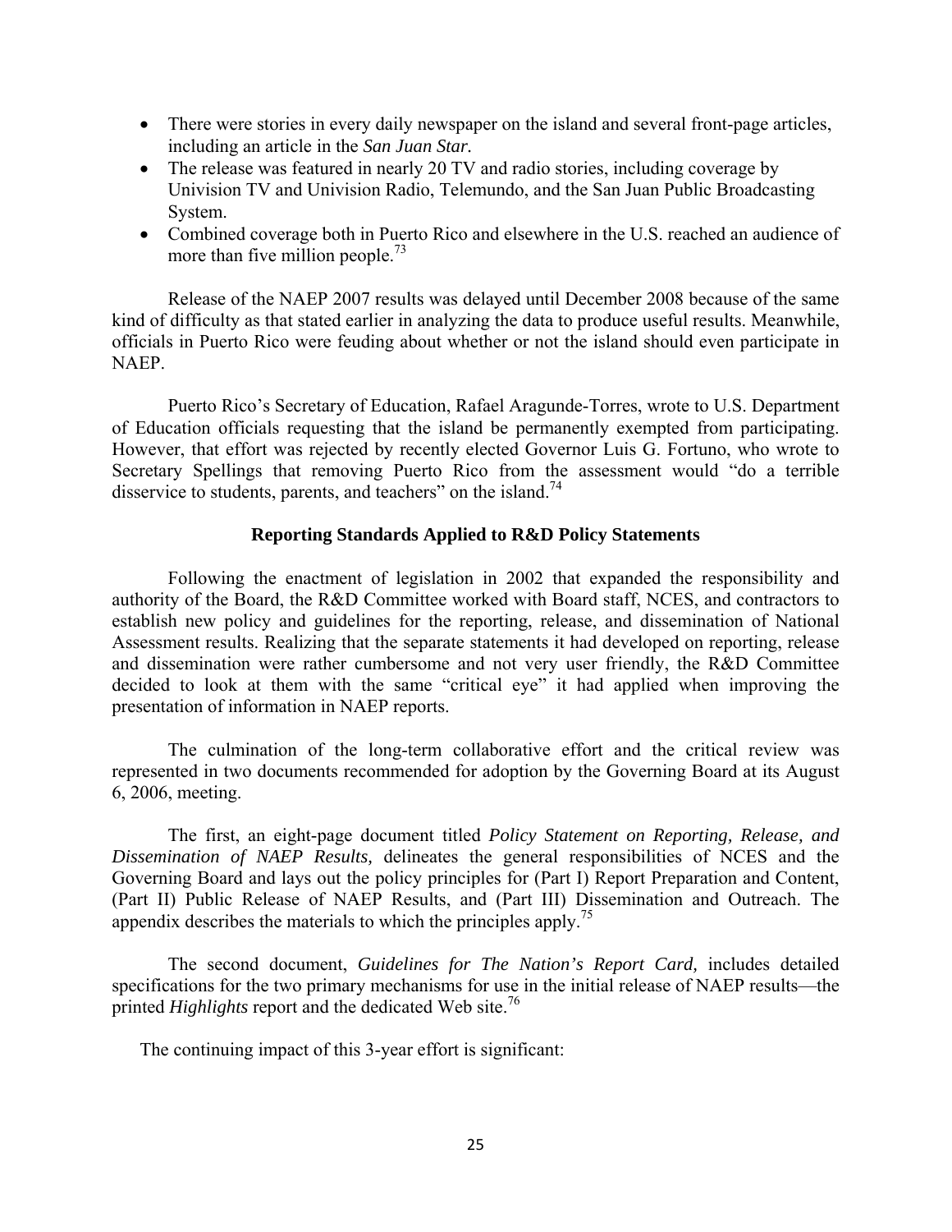- There were stories in every daily newspaper on the island and several front-page articles, including an article in the *San Juan Star.*
- The release was featured in nearly 20 TV and radio stories, including coverage by Univision TV and Univision Radio, Telemundo, and the San Juan Public Broadcasting System.
- Combined coverage both in Puerto Rico and elsewhere in the U.S. reached an audience of more than five million people.[73]

Release of the NAEP 2007 results was delayed until December 2008 because of the same kind of difficulty as that stated earlier in analyzing the data to produce useful results. Meanwhile, officials in Puerto Rico were feuding about whether or not the island should even participate in NAEP.

Puerto Rico's Secretary of Education, Rafael Aragunde-Torres, wrote to U.S. Department of Education officials requesting that the island be permanently exempted from participating. However, that effort was rejected by recently elected Governor Luis G. Fortuno, who wrote to Secretary Spellings that removing Puerto Rico from the assessment would "do a terrible disservice to students, parents, and teachers" on the island.[74]

## Reporting Standards Applied to R&D Policy Statements

Following the enactment of legislation in 2002 that expanded the responsibility and authority of the Board, the R&D Committee worked with Board staff, NCES, and contractors to establish new policy and guidelines for the reporting, release, and dissemination of National Assessment results. Realizing that the separate statements it had developed on reporting, release and dissemination were rather cumbersome and not very user friendly, the R&D Committee decided to look at them with the same "critical eye" it had applied when improving the presentation of information in NAEP reports.

The culmination of the long-term collaborative effort and the critical review was represented in two documents recommended for adoption by the Governing Board at its August 6, 2006, meeting.

The first, an eight-page document titled *Policy Statement on Reporting, Release, and Dissemination of NAEP Results,* delineates the general responsibilities of NCES and the Governing Board and lays out the policy principles for (Part I) Report Preparation and Content, (Part II) Public Release of NAEP Results, and (Part III) Dissemination and Outreach. The appendix describes the materials to which the principles apply.[75]

The second document, *Guidelines for The Nation's Report Card,* includes detailed specifications for the two primary mechanisms for use in the initial release of NAEP results—the printed *Highlights* report and the dedicated Web site.[76]

The continuing impact of this 3-year effort is significant: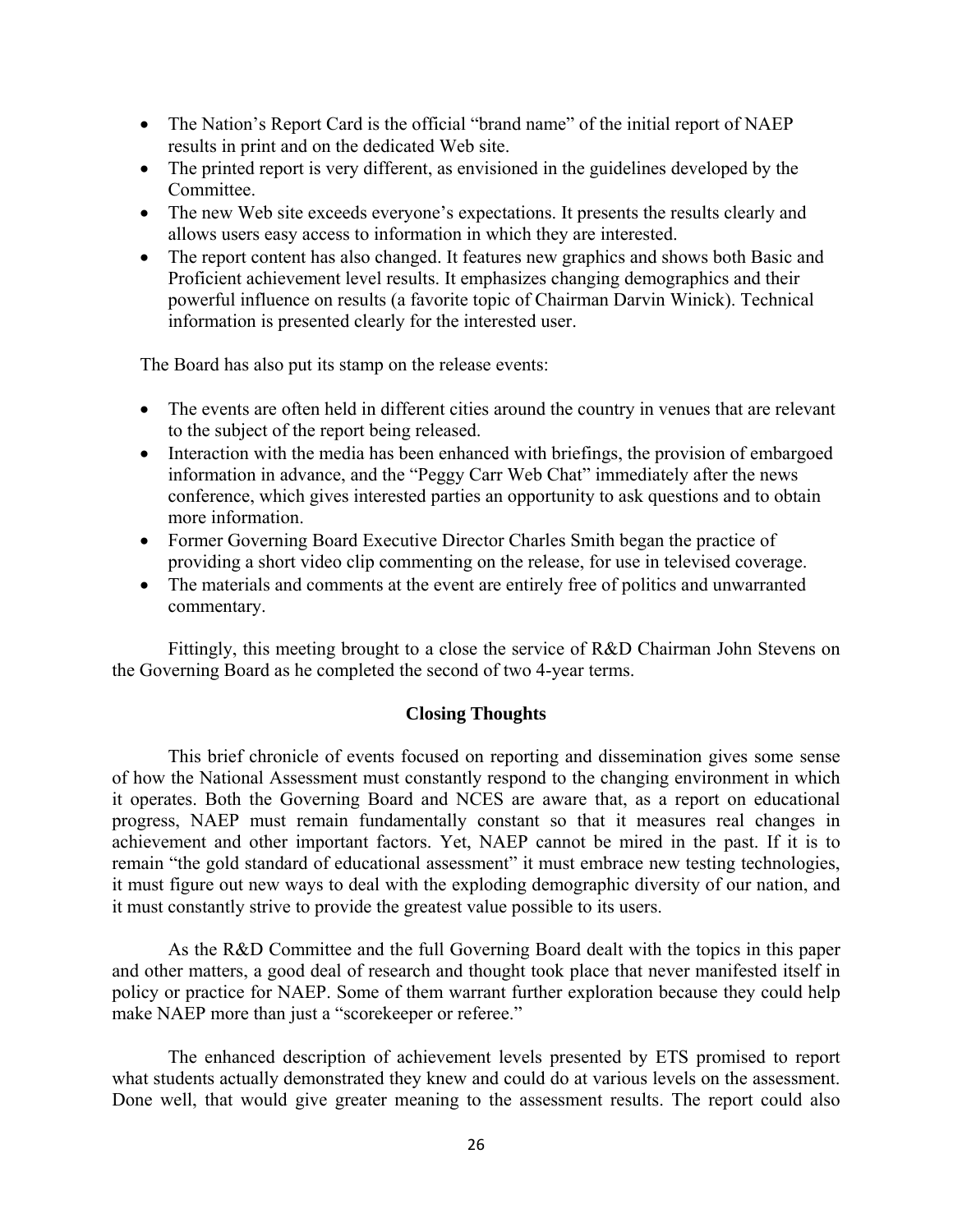- The Nation's Report Card is the official "brand name" of the initial report of NAEP results in print and on the dedicated Web site.
- The printed report is very different, as envisioned in the guidelines developed by the Committee.
- The new Web site exceeds everyone's expectations. It presents the results clearly and allows users easy access to information in which they are interested.
- The report content has also changed. It features new graphics and shows both Basic and Proficient achievement level results. It emphasizes changing demographics and their powerful influence on results (a favorite topic of Chairman Darvin Winick). Technical information is presented clearly for the interested user.

The Board has also put its stamp on the release events:

- The events are often held in different cities around the country in venues that are relevant to the subject of the report being released.
- Interaction with the media has been enhanced with briefings, the provision of embargoed information in advance, and the "Peggy Carr Web Chat" immediately after the news conference, which gives interested parties an opportunity to ask questions and to obtain more information.
- Former Governing Board Executive Director Charles Smith began the practice of providing a short video clip commenting on the release, for use in televised coverage.
- The materials and comments at the event are entirely free of politics and unwarranted commentary.

Fittingly, this meeting brought to a close the service of R&D Chairman John Stevens on the Governing Board as he completed the second of two 4-year terms.

## Closing Thoughts

This brief chronicle of events focused on reporting and dissemination gives some sense of how the National Assessment must constantly respond to the changing environment in which it operates. Both the Governing Board and NCES are aware that, as a report on educational progress, NAEP must remain fundamentally constant so that it measures real changes in achievement and other important factors. Yet, NAEP cannot be mired in the past. If it is to remain "the gold standard of educational assessment" it must embrace new testing technologies, it must figure out new ways to deal with the exploding demographic diversity of our nation, and it must constantly strive to provide the greatest value possible to its users.

As the R&D Committee and the full Governing Board dealt with the topics in this paper and other matters, a good deal of research and thought took place that never manifested itself in policy or practice for NAEP. Some of them warrant further exploration because they could help make NAEP more than just a "scorekeeper or referee."

The enhanced description of achievement levels presented by ETS promised to report what students actually demonstrated they knew and could do at various levels on the assessment. Done well, that would give greater meaning to the assessment results. The report could also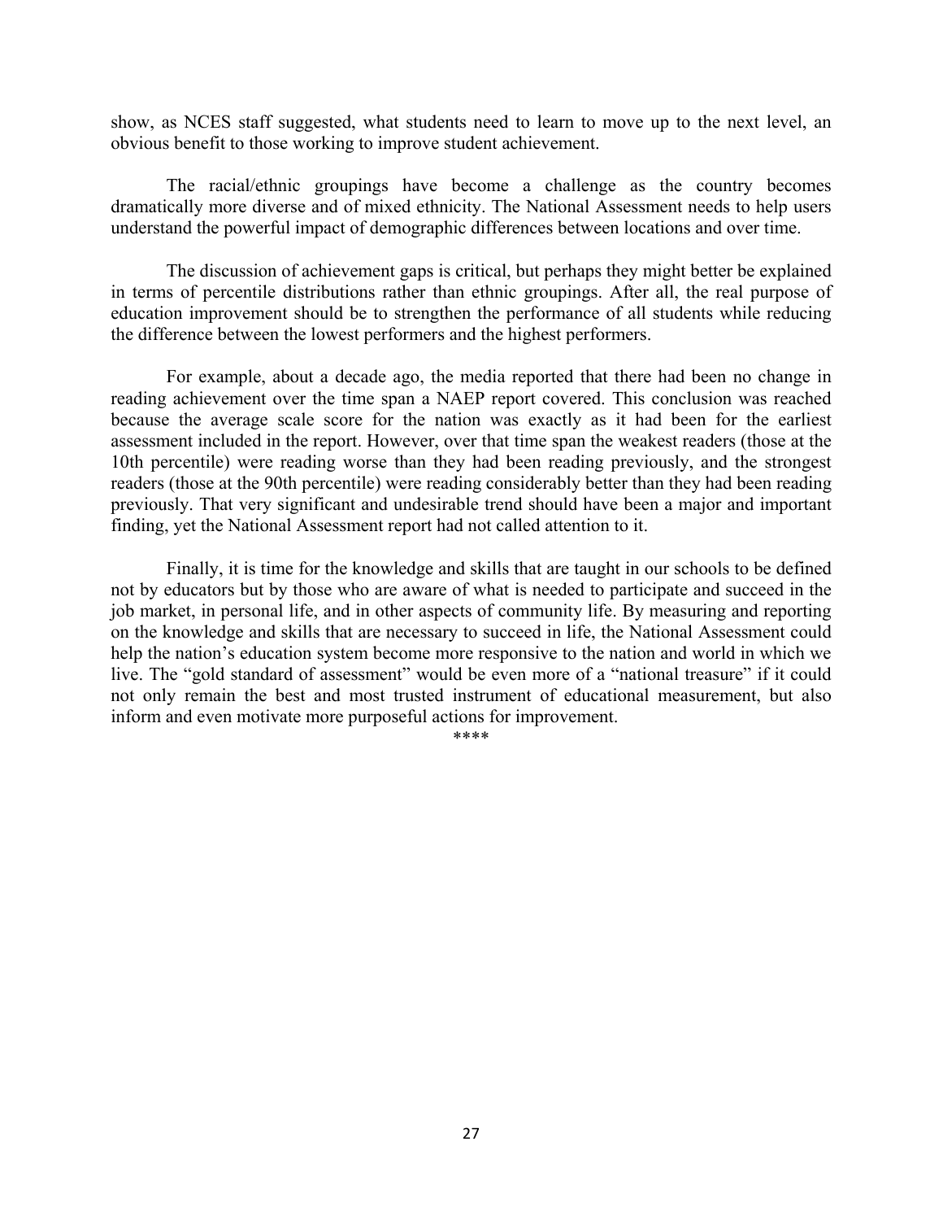show, as NCES staff suggested, what students need to learn to move up to the next level, an obvious benefit to those working to improve student achievement.

The racial/ethnic groupings have become a challenge as the country becomes dramatically more diverse and of mixed ethnicity. The National Assessment needs to help users understand the powerful impact of demographic differences between locations and over time.

The discussion of achievement gaps is critical, but perhaps they might better be explained in terms of percentile distributions rather than ethnic groupings. After all, the real purpose of education improvement should be to strengthen the performance of all students while reducing the difference between the lowest performers and the highest performers.

For example, about a decade ago, the media reported that there had been no change in reading achievement over the time span a NAEP report covered. This conclusion was reached because the average scale score for the nation was exactly as it had been for the earliest assessment included in the report. However, over that time span the weakest readers (those at the 10th percentile) were reading worse than they had been reading previously, and the strongest readers (those at the 90th percentile) were reading considerably better than they had been reading previously. That very significant and undesirable trend should have been a major and important finding, yet the National Assessment report had not called attention to it.

Finally, it is time for the knowledge and skills that are taught in our schools to be defined not by educators but by those who are aware of what is needed to participate and succeed in the job market, in personal life, and in other aspects of community life. By measuring and reporting on the knowledge and skills that are necessary to succeed in life, the National Assessment could help the nation's education system become more responsive to the nation and world in which we live. The "gold standard of assessment" would be even more of a "national treasure" if it could not only remain the best and most trusted instrument of educational measurement, but also inform and even motivate more purposeful actions for improvement.

****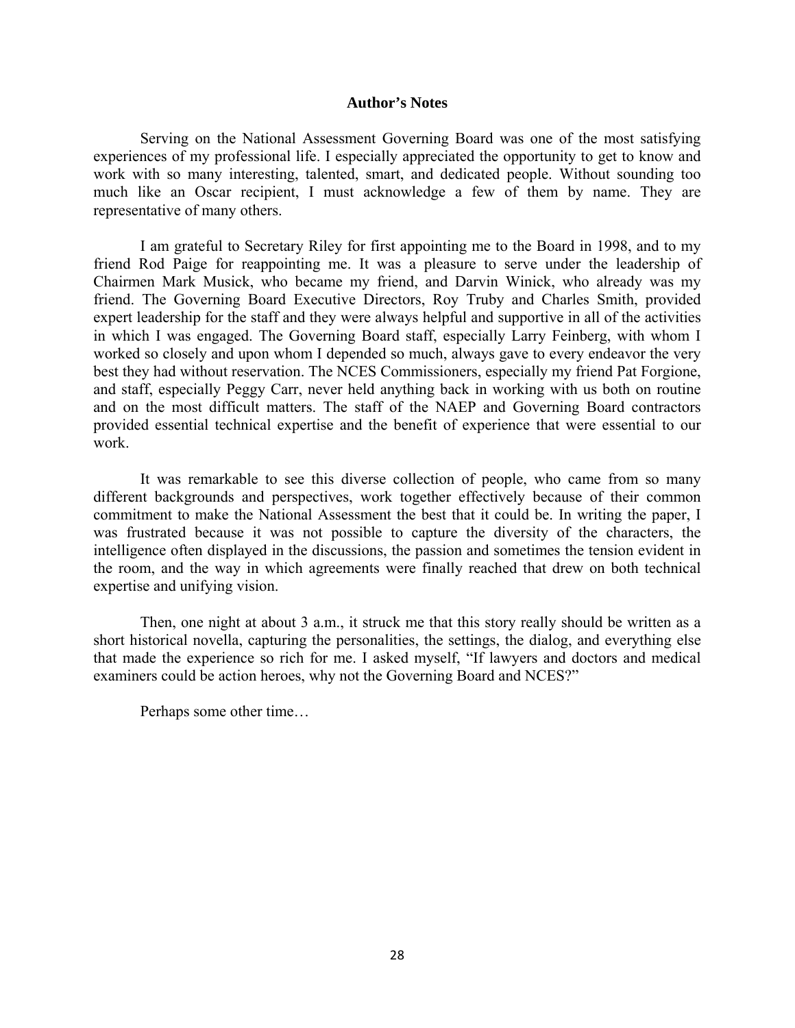## Author's Notes

Serving on the National Assessment Governing Board was one of the most satisfying experiences of my professional life. I especially appreciated the opportunity to get to know and work with so many interesting, talented, smart, and dedicated people. Without sounding too much like an Oscar recipient, I must acknowledge a few of them by name. They are representative of many others.

I am grateful to Secretary Riley for first appointing me to the Board in 1998, and to my friend Rod Paige for reappointing me. It was a pleasure to serve under the leadership of Chairmen Mark Musick, who became my friend, and Darvin Winick, who already was my friend. The Governing Board Executive Directors, Roy Truby and Charles Smith, provided expert leadership for the staff and they were always helpful and supportive in all of the activities in which I was engaged. The Governing Board staff, especially Larry Feinberg, with whom I worked so closely and upon whom I depended so much, always gave to every endeavor the very best they had without reservation. The NCES Commissioners, especially my friend Pat Forgione, and staff, especially Peggy Carr, never held anything back in working with us both on routine and on the most difficult matters. The staff of the NAEP and Governing Board contractors provided essential technical expertise and the benefit of experience that were essential to our work.

It was remarkable to see this diverse collection of people, who came from so many different backgrounds and perspectives, work together effectively because of their common commitment to make the National Assessment the best that it could be. In writing the paper, I was frustrated because it was not possible to capture the diversity of the characters, the intelligence often displayed in the discussions, the passion and sometimes the tension evident in the room, and the way in which agreements were finally reached that drew on both technical expertise and unifying vision.

Then, one night at about 3 a.m., it struck me that this story really should be written as a short historical novella, capturing the personalities, the settings, the dialog, and everything else that made the experience so rich for me. I asked myself, "If lawyers and doctors and medical examiners could be action heroes, why not the Governing Board and NCES?"

Perhaps some other time…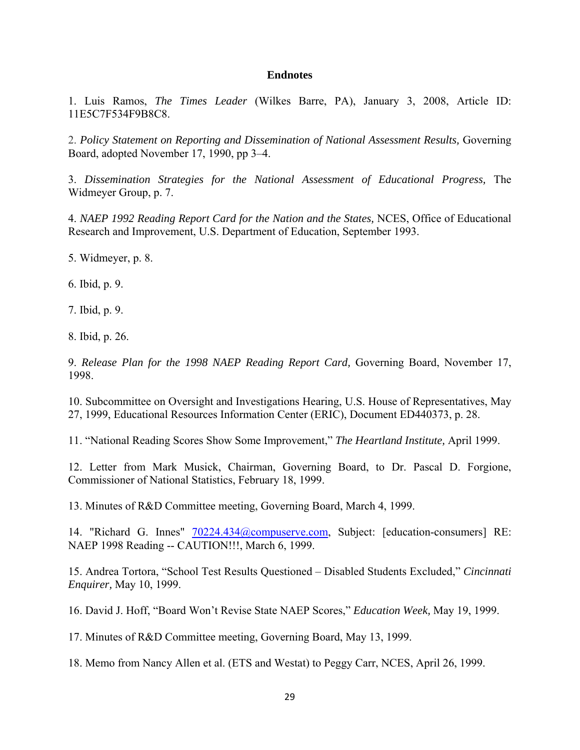**Endnotes**

1. Luis Ramos, *The Times Leader* (Wilkes Barre, PA), January 3, 2008, Article ID: 11E5C7F534F9B8C8.

2. *Policy Statement on Reporting and Dissemination of National Assessment Results,* Governing Board, adopted November 17, 1990, pp 3–4.

3. *Dissemination Strategies for the National Assessment of Educational Progress,* The Widmeyer Group, p. 7.

4. *NAEP 1992 Reading Report Card for the Nation and the States,* NCES, Office of Educational Research and Improvement, U.S. Department of Education, September 1993.

5. Widmeyer, p. 8.

6. Ibid, p. 9.

7. Ibid, p. 9.

8. Ibid, p. 26.

9. *Release Plan for the 1998 NAEP Reading Report Card,* Governing Board, November 17, 1998.

10. Subcommittee on Oversight and Investigations Hearing, U.S. House of Representatives, May 27, 1999, Educational Resources Information Center (ERIC), Document ED440373, p. 28.

11. "National Reading Scores Show Some Improvement," *The Heartland Institute,* April 1999.

12. Letter from Mark Musick, Chairman, Governing Board, to Dr. Pascal D. Forgione, Commissioner of National Statistics, February 18, 1999.

13. Minutes of R&D Committee meeting, Governing Board, March 4, 1999.

14. "Richard G. Innes" 70224.434@compuserve.com, Subject: [education-consumers] RE: NAEP 1998 Reading -- CAUTION!!!, March 6, 1999.

15. Andrea Tortora, "School Test Results Questioned – Disabled Students Excluded," *Cincinnati Enquirer,* May 10, 1999.

16. David J. Hoff, "Board Won't Revise State NAEP Scores," *Education Week,* May 19, 1999.

17. Minutes of R&D Committee meeting, Governing Board, May 13, 1999.

18. Memo from Nancy Allen et al. (ETS and Westat) to Peggy Carr, NCES, April 26, 1999.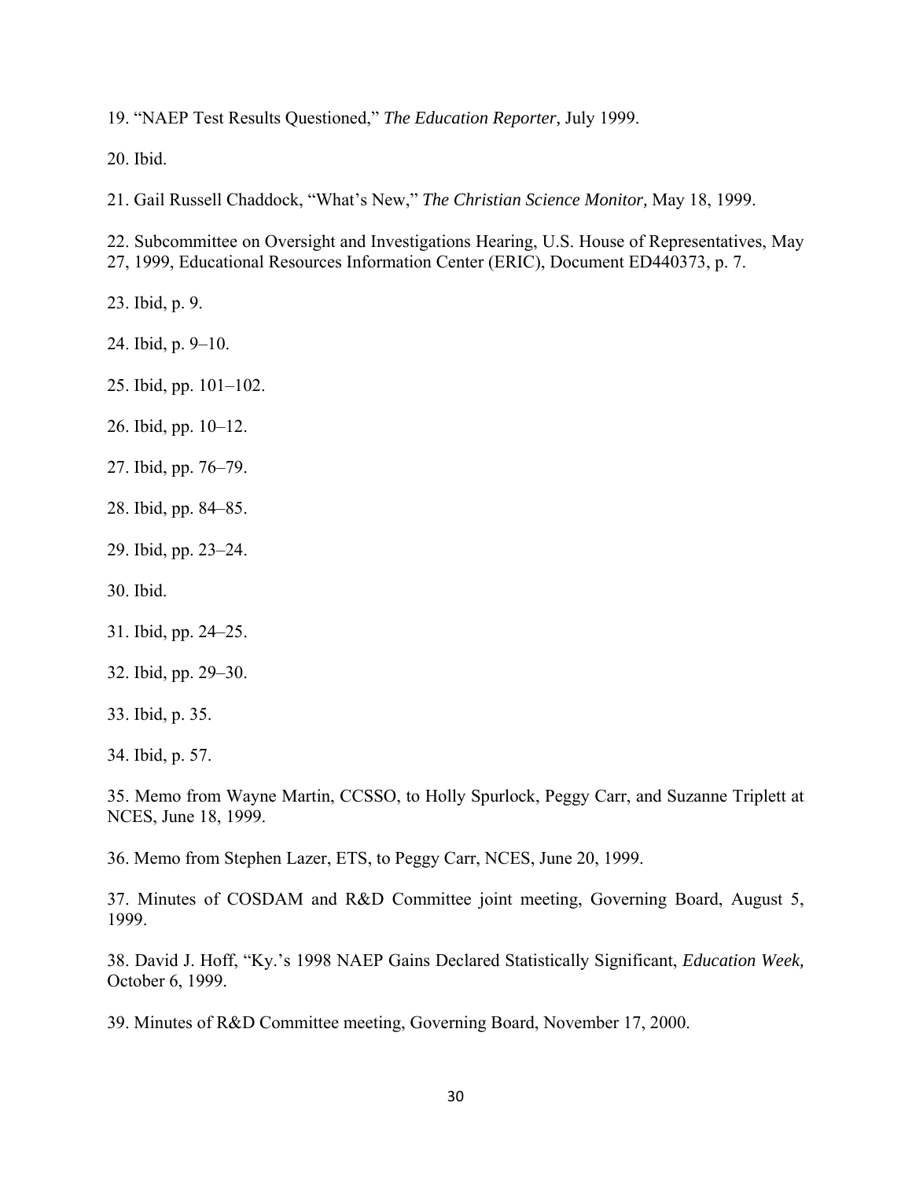19. "NAEP Test Results Questioned," *The Education Reporter,* July 1999.

20. Ibid.

21. Gail Russell Chaddock, "What's New," *The Christian Science Monitor,* May 18, 1999.

22. Subcommittee on Oversight and Investigations Hearing, U.S. House of Representatives, May 27, 1999, Educational Resources Information Center (ERIC), Document ED440373, p. 7.

23. Ibid, p. 9.

24. Ibid, p. 9–10.

25. Ibid, pp. 101–102.

26. Ibid, pp. 10–12.

27. Ibid, pp. 76–79.

28. Ibid, pp. 84–85.

29. Ibid, pp. 23–24.

30. Ibid.

31. Ibid, pp. 24–25.

32. Ibid, pp. 29–30.

33. Ibid, p. 35.

34. Ibid, p. 57.

35. Memo from Wayne Martin, CCSSO, to Holly Spurlock, Peggy Carr, and Suzanne Triplett at NCES, June 18, 1999.

36. Memo from Stephen Lazer, ETS, to Peggy Carr, NCES, June 20, 1999.

37. Minutes of COSDAM and R&D Committee joint meeting, Governing Board, August 5, 1999.

38. David J. Hoff, "Ky.'s 1998 NAEP Gains Declared Statistically Significant, *Education Week,* October 6, 1999.

39. Minutes of R&D Committee meeting, Governing Board, November 17, 2000.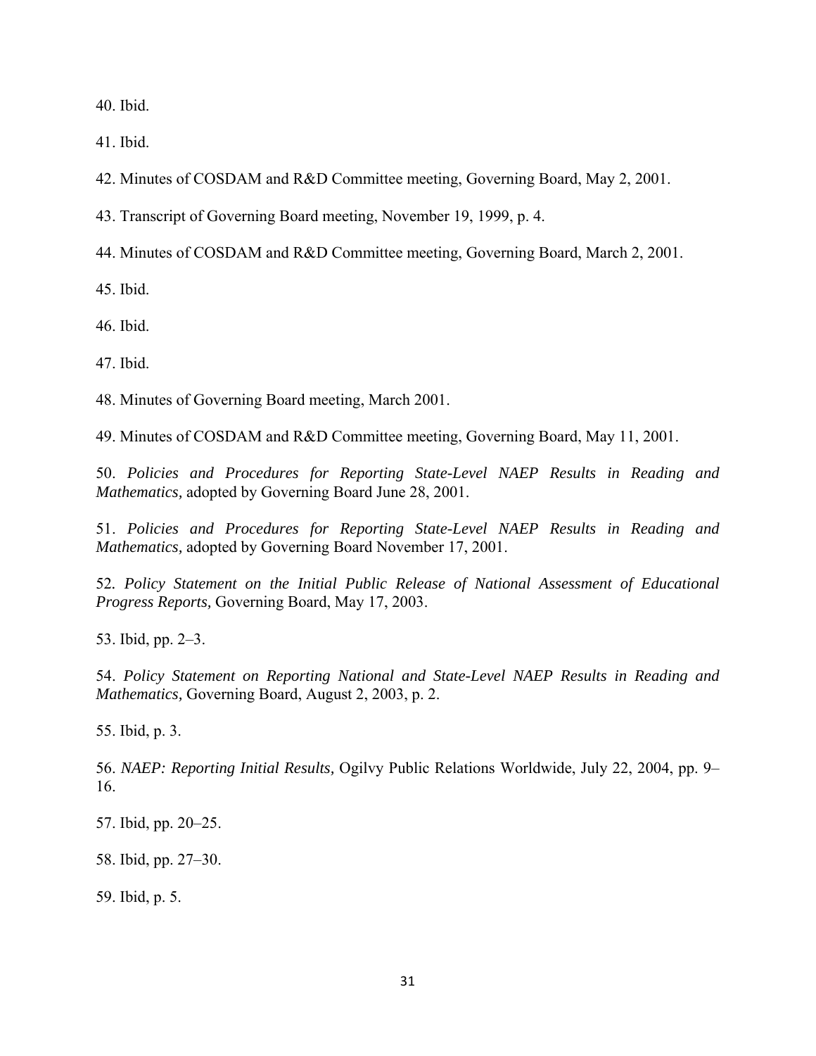40. Ibid.

41. Ibid.

42. Minutes of COSDAM and R&D Committee meeting, Governing Board, May 2, 2001.

43. Transcript of Governing Board meeting, November 19, 1999, p. 4.

44. Minutes of COSDAM and R&D Committee meeting, Governing Board, March 2, 2001.

45. Ibid.

46. Ibid.

47. Ibid.

48. Minutes of Governing Board meeting, March 2001.

49. Minutes of COSDAM and R&D Committee meeting, Governing Board, May 11, 2001.

50. *Policies and Procedures for Reporting State-Level NAEP Results in Reading and Mathematics,* adopted by Governing Board June 28, 2001.

51. *Policies and Procedures for Reporting State-Level NAEP Results in Reading and Mathematics,* adopted by Governing Board November 17, 2001.

52. *Policy Statement on the Initial Public Release of National Assessment of Educational Progress Reports,* Governing Board, May 17, 2003.

53. Ibid, pp. 2–3.

54. *Policy Statement on Reporting National and State-Level NAEP Results in Reading and Mathematics,* Governing Board, August 2, 2003, p. 2.

55. Ibid, p. 3.

56. *NAEP: Reporting Initial Results,* Ogilvy Public Relations Worldwide, July 22, 2004, pp. 9–16.

57. Ibid, pp. 20–25.

58. Ibid, pp. 27–30.

59. Ibid, p. 5.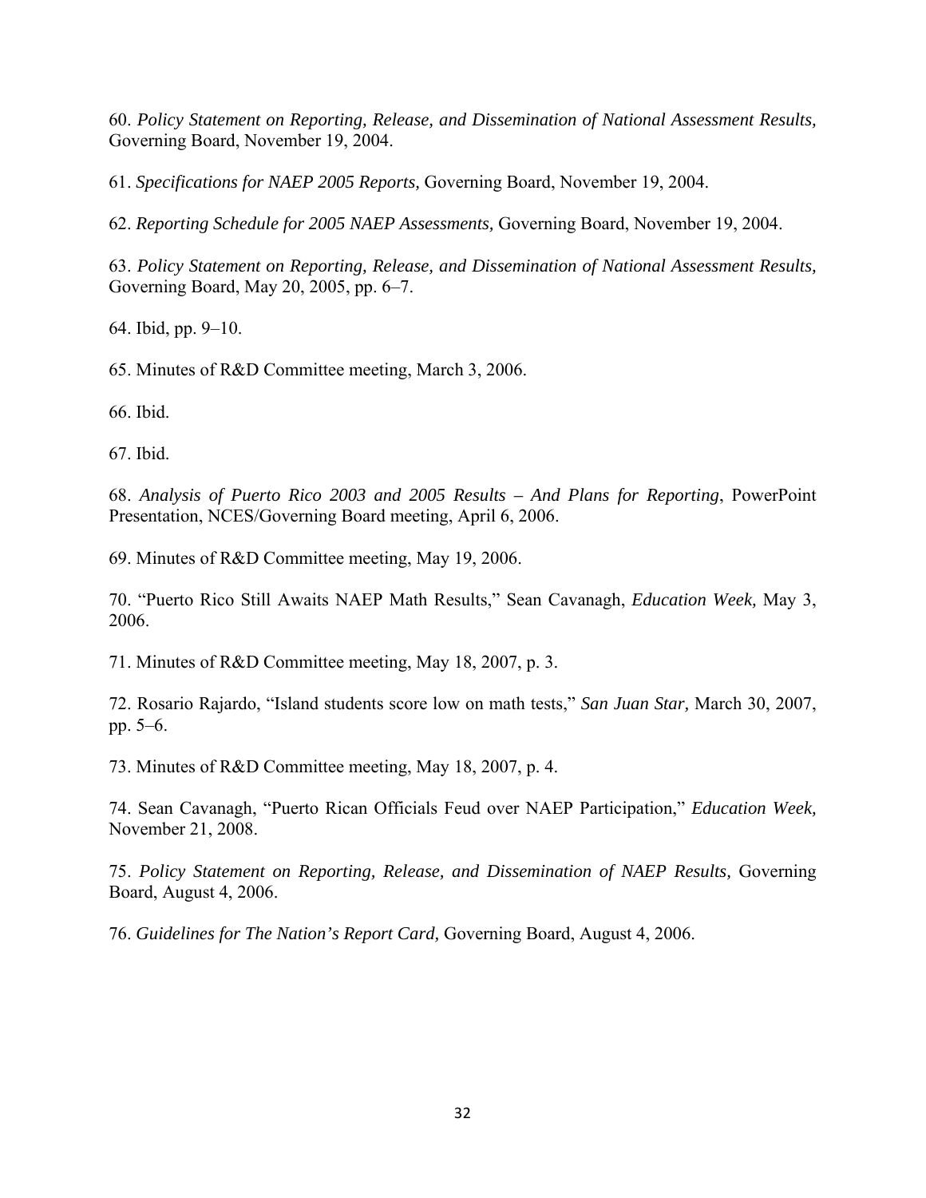60. *Policy Statement on Reporting, Release, and Dissemination of National Assessment Results,* Governing Board, November 19, 2004.

61. *Specifications for NAEP 2005 Reports,* Governing Board, November 19, 2004.

62. *Reporting Schedule for 2005 NAEP Assessments,* Governing Board, November 19, 2004.

63. *Policy Statement on Reporting, Release, and Dissemination of National Assessment Results,* Governing Board, May 20, 2005, pp. 6–7.

64. Ibid, pp. 9–10.

65. Minutes of R&D Committee meeting, March 3, 2006.

66. Ibid.

67. Ibid.

68. *Analysis of Puerto Rico 2003 and 2005 Results – And Plans for Reporting*, PowerPoint Presentation, NCES/Governing Board meeting, April 6, 2006.

69. Minutes of R&D Committee meeting, May 19, 2006.

70. "Puerto Rico Still Awaits NAEP Math Results," Sean Cavanagh, *Education Week,* May 3, 2006.

71. Minutes of R&D Committee meeting, May 18, 2007, p. 3.

72. Rosario Rajardo, "Island students score low on math tests," *San Juan Star,* March 30, 2007, pp. 5–6.

73. Minutes of R&D Committee meeting, May 18, 2007, p. 4.

74. Sean Cavanagh, "Puerto Rican Officials Feud over NAEP Participation," *Education Week,* November 21, 2008.

75. *Policy Statement on Reporting, Release, and Dissemination of NAEP Results,* Governing Board, August 4, 2006.

76. *Guidelines for The Nation's Report Card,* Governing Board, August 4, 2006.